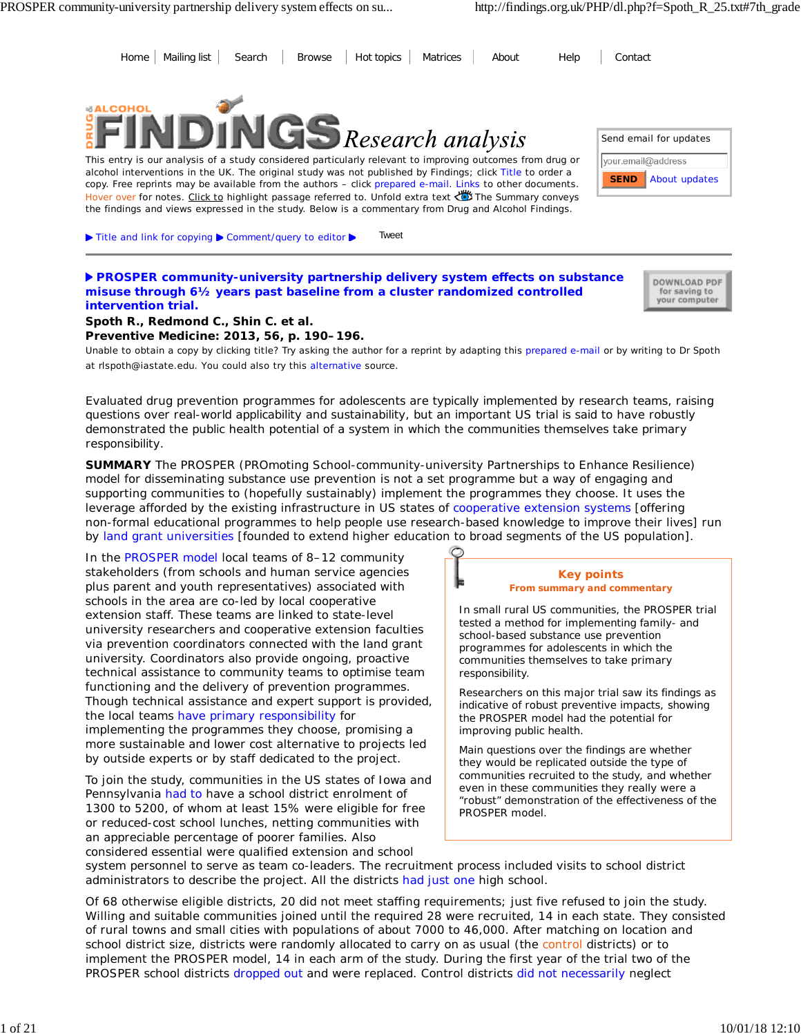Home | Mailing list | Search | Browse | Hot topics | Matrices | About | Help | Contact

# DRUG & ALCOHOL FINDINGS Research analysis

This entry is our analysis of a study considered particularly relevant to improving outcomes from drug or alcohol interventions in the UK. The original study was not published by Findings; click Title to order a copy. Free reprints may be available from the authors – click prepared e-mail. Links to other documents. Hover over for notes. Click to highlight passage referred to. Unfold extra text The Summary conveys the findings and views expressed in the study. Below is a commentary from Drug and Alcohol Findings.

Send email for updates

your.email@address

SEND About updates

▶ Title and link for copying ▶ Comment/query to editor ▶ Tweet

## ▶ PROSPER community-university partnership delivery system effects on substance misuse through 6½ years past baseline from a cluster randomized controlled intervention trial.

DOWNLOAD PDF for saving to your computer

**Spoth R., Redmond C., Shin C. et al.**
**Preventive Medicine: 2013, 56, p. 190–196.**

Unable to obtain a copy by clicking title? Try asking the author for a reprint by adapting this prepared e-mail or by writing to Dr Spoth at rlspoth@iastate.edu. You could also try this alternative source.

Evaluated drug prevention programmes for adolescents are typically implemented by research teams, raising questions over real-world applicability and sustainability, but an important US trial is said to have robustly demonstrated the public health potential of a system in which the communities themselves take primary responsibility.

**SUMMARY** The PROSPER (PROmoting School-community-university Partnerships to Enhance Resilience) model for disseminating substance use prevention is not a set programme but a way of engaging and supporting communities to (hopefully sustainably) implement the programmes they choose. It uses the leverage afforded by the existing infrastructure in US states of cooperative extension systems [offering non-formal educational programmes to help people use research-based knowledge to improve their lives] run by land grant universities [founded to extend higher education to broad segments of the US population].

In the PROSPER model local teams of 8–12 community stakeholders (from schools and human service agencies plus parent and youth representatives) associated with schools in the area are co-led by local cooperative extension staff. These teams are linked to state-level university researchers and cooperative extension faculties via prevention coordinators connected with the land grant university. Coordinators also provide ongoing, proactive technical assistance to community teams to optimise team functioning and the delivery of prevention programmes. Though technical assistance and expert support is provided, the local teams have primary responsibility for implementing the programmes they choose, promising a more sustainable and lower cost alternative to projects led by outside experts or by staff dedicated to the project.

> **Key points**
> **From summary and commentary**
>
> In small rural US communities, the PROSPER trial tested a method for implementing family- and school-based substance use prevention programmes for adolescents in which the communities themselves to take primary responsibility.
>
> Researchers on this major trial saw its findings as indicative of robust preventive impacts, showing the PROSPER model had the potential for improving public health.
>
> Main questions over the findings are whether they would be replicated outside the type of communities recruited to the study, and whether even in these communities they really were a "robust" demonstration of the effectiveness of the PROSPER model.

To join the study, communities in the US states of Iowa and Pennsylvania had to have a school district enrolment of 1300 to 5200, of whom at least 15% were eligible for free or reduced-cost school lunches, netting communities with an appreciable percentage of poorer families. Also considered essential were qualified extension and school system personnel to serve as team co-leaders. The recruitment process included visits to school district administrators to describe the project. All the districts had just one high school.

Of 68 otherwise eligible districts, 20 did not meet staffing requirements; just five refused to join the study. Willing and suitable communities joined until the required 28 were recruited, 14 in each state. They consisted of rural towns and small cities with populations of about 7000 to 46,000. After matching on location and school district size, districts were randomly allocated to carry on as usual (the control districts) or to implement the PROSPER model, 14 in each arm of the study. During the first year of the trial two of the PROSPER school districts dropped out and were replaced. Control districts did not necessarily neglect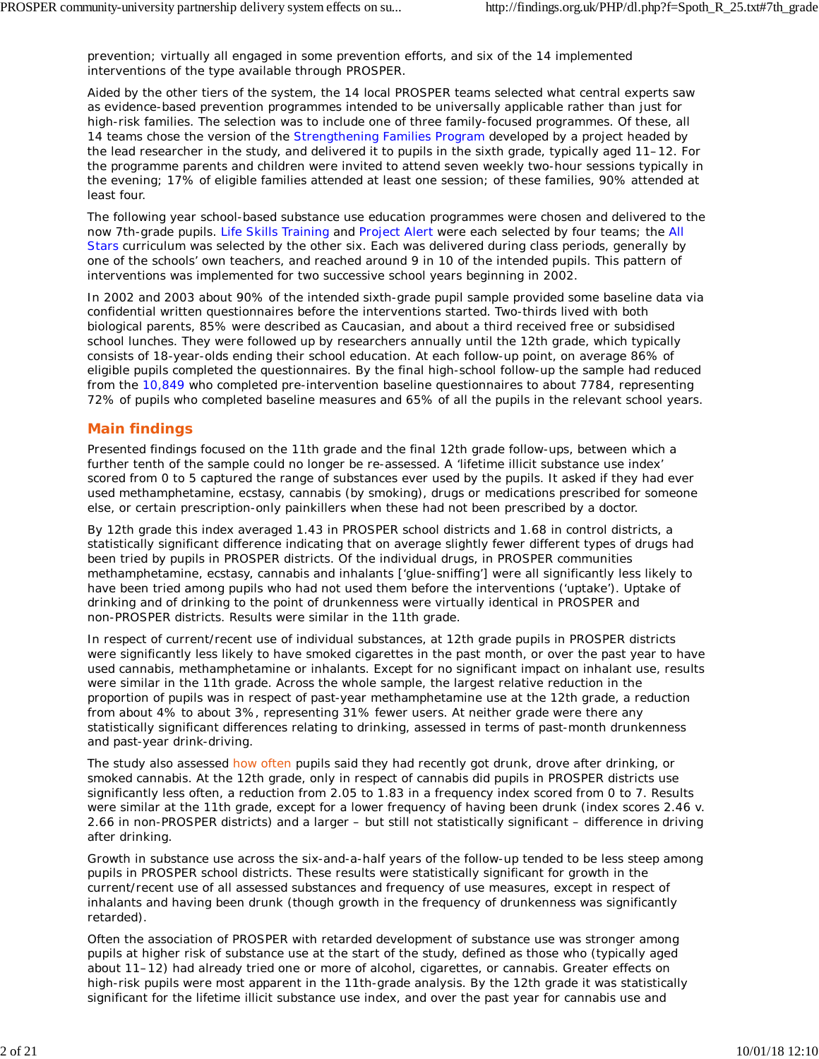prevention; virtually all engaged in some prevention efforts, and six of the 14 implemented interventions of the type available through PROSPER.

Aided by the other tiers of the system, the 14 local PROSPER teams selected what central experts saw as evidence-based prevention programmes intended to be universally applicable rather than just for high-risk families. The selection was to include one of three family-focused programmes. Of these, all 14 teams chose the version of the Strengthening Families Program developed by a project headed by the lead researcher in the study, and delivered it to pupils in the sixth grade, typically aged 11–12. For the programme parents and children were invited to attend seven weekly two-hour sessions typically in the evening; 17% of eligible families attended at least one session; of these families, 90% attended at least four.

The following year school-based substance use education programmes were chosen and delivered to the now 7th-grade pupils. Life Skills Training and Project Alert were each selected by four teams; the All Stars curriculum was selected by the other six. Each was delivered during class periods, generally by one of the schools' own teachers, and reached around 9 in 10 of the intended pupils. This pattern of interventions was implemented for two successive school years beginning in 2002.

In 2002 and 2003 about 90% of the intended sixth-grade pupil sample provided some baseline data via confidential written questionnaires before the interventions started. Two-thirds lived with both biological parents, 85% were described as Caucasian, and about a third received free or subsidised school lunches. They were followed up by researchers annually until the 12th grade, which typically consists of 18-year-olds ending their school education. At each follow-up point, on average 86% of eligible pupils completed the questionnaires. By the final high-school follow-up the sample had reduced from the 10,849 who completed pre-intervention baseline questionnaires to about 7784, representing 72% of pupils who completed baseline measures and 65% of all the pupils in the relevant school years.

## Main findings

Presented findings focused on the 11th grade and the final 12th grade follow-ups, between which a further tenth of the sample could no longer be re-assessed. A 'lifetime illicit substance use index' scored from 0 to 5 captured the range of substances ever used by the pupils. It asked if they had ever used methamphetamine, ecstasy, cannabis (by smoking), drugs or medications prescribed for someone else, or certain prescription-only painkillers when these had not been prescribed by a doctor.

By 12th grade this index averaged 1.43 in PROSPER school districts and 1.68 in control districts, a statistically significant difference indicating that on average slightly fewer different types of drugs had been tried by pupils in PROSPER districts. Of the individual drugs, in PROSPER communities methamphetamine, ecstasy, cannabis and inhalants ['glue-sniffing'] were all significantly less likely to have been tried among pupils who had not used them before the interventions ('uptake'). Uptake of drinking and of drinking to the point of drunkenness were virtually identical in PROSPER and non-PROSPER districts. Results were similar in the 11th grade.

In respect of current/recent use of individual substances, at 12th grade pupils in PROSPER districts were significantly less likely to have smoked cigarettes in the past month, or over the past year to have used cannabis, methamphetamine or inhalants. Except for no significant impact on inhalant use, results were similar in the 11th grade. Across the whole sample, the largest relative reduction in the proportion of pupils was in respect of past-year methamphetamine use at the 12th grade, a reduction from about 4% to about 3%, representing 31% fewer users. At neither grade were there any statistically significant differences relating to drinking, assessed in terms of past-month drunkenness and past-year drink-driving.

The study also assessed how often pupils said they had recently got drunk, drove after drinking, or smoked cannabis. At the 12th grade, only in respect of cannabis did pupils in PROSPER districts use significantly less often, a reduction from 2.05 to 1.83 in a frequency index scored from 0 to 7. Results were similar at the 11th grade, except for a lower frequency of having been drunk (index scores 2.46 v. 2.66 in non-PROSPER districts) and a larger – but still not statistically significant – difference in driving after drinking.

Growth in substance use across the six-and-a-half years of the follow-up tended to be less steep among pupils in PROSPER school districts. These results were statistically significant for growth in the current/recent use of all assessed substances and frequency of use measures, except in respect of inhalants and having been drunk (though growth in the frequency of drunkenness was significantly retarded).

Often the association of PROSPER with retarded development of substance use was stronger among pupils at higher risk of substance use at the start of the study, defined as those who (typically aged about 11–12) had already tried one or more of alcohol, cigarettes, or cannabis. Greater effects on high-risk pupils were most apparent in the 11th-grade analysis. By the 12th grade it was statistically significant for the lifetime illicit substance use index, and over the past year for cannabis use and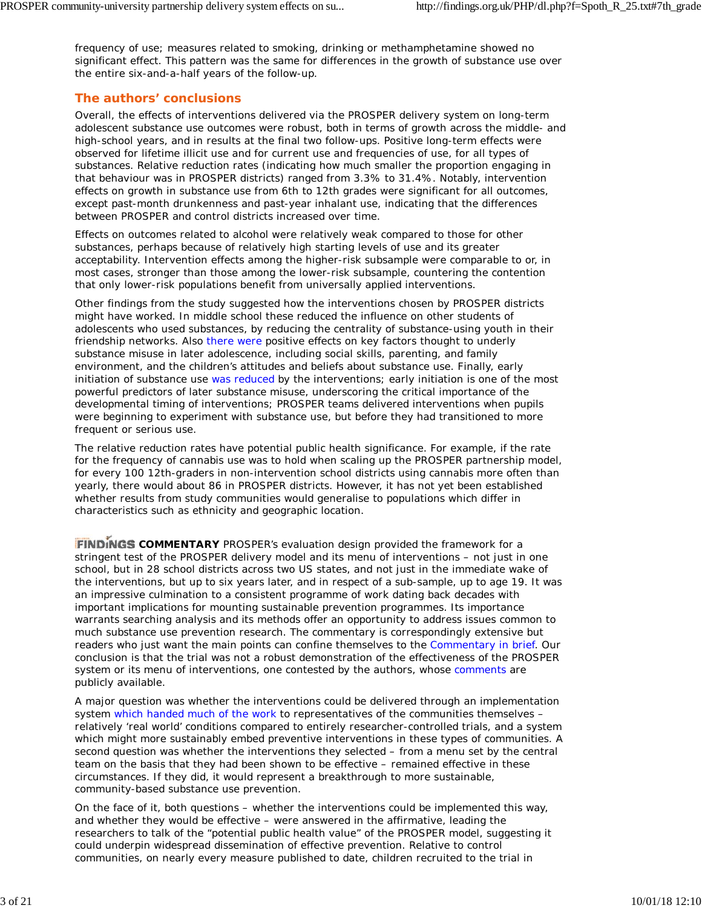frequency of use; measures related to smoking, drinking or methamphetamine showed no significant effect. This pattern was the same for differences in the growth of substance use over the entire six-and-a-half years of the follow-up.

## The authors' conclusions

Overall, the effects of interventions delivered via the PROSPER delivery system on long-term adolescent substance use outcomes were robust, both in terms of growth across the middle- and high-school years, and in results at the final two follow-ups. Positive long-term effects were observed for lifetime illicit use and for current use and frequencies of use, for all types of substances. Relative reduction rates (indicating how much smaller the proportion engaging in that behaviour was in PROSPER districts) ranged from 3.3% to 31.4%. Notably, intervention effects on growth in substance use from 6th to 12th grades were significant for all outcomes, except past-month drunkenness and past-year inhalant use, indicating that the differences between PROSPER and control districts increased over time.

Effects on outcomes related to alcohol were relatively weak compared to those for other substances, perhaps because of relatively high starting levels of use and its greater acceptability. Intervention effects among the higher-risk subsample were comparable to or, in most cases, stronger than those among the lower-risk subsample, countering the contention that only lower-risk populations benefit from universally applied interventions.

Other findings from the study suggested how the interventions chosen by PROSPER districts might have worked. In middle school these reduced the influence on other students of adolescents who used substances, by reducing the centrality of substance-using youth in their friendship networks. Also there were positive effects on key factors thought to underly substance misuse in later adolescence, including social skills, parenting, and family environment, and the children's attitudes and beliefs about substance use. Finally, early initiation of substance use was reduced by the interventions; early initiation is one of the most powerful predictors of later substance misuse, underscoring the critical importance of the developmental timing of interventions; PROSPER teams delivered interventions when pupils were beginning to experiment with substance use, but before they had transitioned to more frequent or serious use.

The relative reduction rates have potential public health significance. For example, if the rate for the frequency of cannabis use was to hold when scaling up the PROSPER partnership model, for every 100 12th-graders in non-intervention school districts using cannabis more often than yearly, there would about 86 in PROSPER districts. However, it has not yet been established whether results from study communities would generalise to populations which differ in characteristics such as ethnicity and geographic location.

**FINDINGS COMMENTARY** PROSPER's evaluation design provided the framework for a stringent test of the PROSPER delivery model and its menu of interventions – not just in one school, but in 28 school districts across two US states, and not just in the immediate wake of the interventions, but up to six years later, and in respect of a sub-sample, up to age 19. It was an impressive culmination to a consistent programme of work dating back decades with important implications for mounting sustainable prevention programmes. Its importance warrants searching analysis and its methods offer an opportunity to address issues common to much substance use prevention research. The commentary is correspondingly extensive but readers who just want the main points can confine themselves to the Commentary in brief. Our conclusion is that the trial was not a robust demonstration of the effectiveness of the PROSPER system or its menu of interventions, one contested by the authors, whose comments are publicly available.

A major question was whether the interventions could be delivered through an implementation system which handed much of the work to representatives of the communities themselves – relatively 'real world' conditions compared to entirely researcher-controlled trials, and a system which might more sustainably embed preventive interventions in these types of communities. A second question was whether the interventions they selected – from a menu set by the central team on the basis that they had been shown to be effective – remained effective in these circumstances. If they did, it would represent a breakthrough to more sustainable, community-based substance use prevention.

On the face of it, both questions – whether the interventions could be implemented this way, and whether they would be effective – were answered in the affirmative, leading the researchers to talk of the "potential public health value" of the PROSPER model, suggesting it could underpin widespread dissemination of effective prevention. Relative to control communities, on nearly every measure published to date, children recruited to the trial in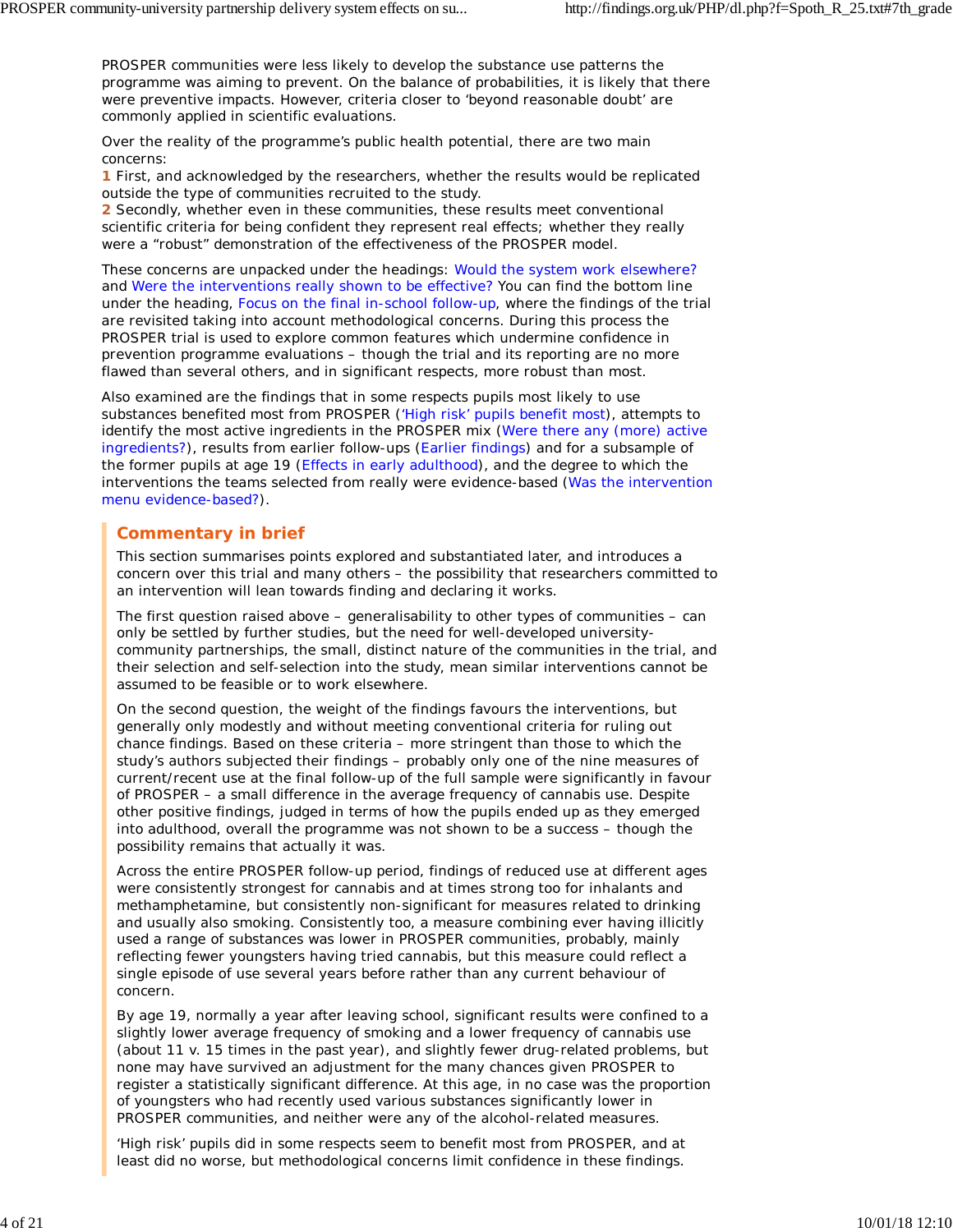PROSPER communities were less likely to develop the substance use patterns the programme was aiming to prevent. On the balance of probabilities, it is likely that there were preventive impacts. However, criteria closer to 'beyond reasonable doubt' are commonly applied in scientific evaluations.

Over the reality of the programme's public health potential, there are two main concerns:

1 First, and acknowledged by the researchers, whether the results would be replicated outside the type of communities recruited to the study.

2 Secondly, whether even in these communities, these results meet conventional scientific criteria for being confident they represent real effects; whether they really were a "robust" demonstration of the effectiveness of the PROSPER model.

These concerns are unpacked under the headings: Would the system work elsewhere? and Were the interventions really shown to be effective? You can find the bottom line under the heading, Focus on the final in-school follow-up, where the findings of the trial are revisited taking into account methodological concerns. During this process the PROSPER trial is used to explore common features which undermine confidence in prevention programme evaluations – though the trial and its reporting are no more flawed than several others, and in significant respects, more robust than most.

Also examined are the findings that in some respects pupils most likely to use substances benefited most from PROSPER ('High risk' pupils benefit most), attempts to identify the most active ingredients in the PROSPER mix (Were there any (more) active ingredients?), results from earlier follow-ups (Earlier findings) and for a subsample of the former pupils at age 19 (Effects in early adulthood), and the degree to which the interventions the teams selected from really were evidence-based (Was the intervention menu evidence-based?).

## Commentary in brief

This section summarises points explored and substantiated later, and introduces a concern over this trial and many others – the possibility that researchers committed to an intervention will lean towards finding and declaring it works.

The first question raised above – generalisability to other types of communities – can only be settled by further studies, but the need for well-developed university-community partnerships, the small, distinct nature of the communities in the trial, and their selection and self-selection into the study, mean similar interventions cannot be assumed to be feasible or to work elsewhere.

On the second question, the weight of the findings favours the interventions, but generally only modestly and without meeting conventional criteria for ruling out chance findings. Based on these criteria – more stringent than those to which the study's authors subjected their findings – probably only one of the nine measures of current/recent use at the final follow-up of the full sample were significantly in favour of PROSPER – a small difference in the average frequency of cannabis use. Despite other positive findings, judged in terms of how the pupils ended up as they emerged into adulthood, overall the programme was not shown to be a success – though the possibility remains that actually it was.

Across the entire PROSPER follow-up period, findings of reduced use at different ages were consistently strongest for cannabis and at times strong too for inhalants and methamphetamine, but consistently non-significant for measures related to drinking and usually also smoking. Consistently too, a measure combining ever having illicitly used a range of substances was lower in PROSPER communities, probably, mainly reflecting fewer youngsters having tried cannabis, but this measure could reflect a single episode of use several years before rather than any current behaviour of concern.

By age 19, normally a year after leaving school, significant results were confined to a slightly lower average frequency of smoking and a lower frequency of cannabis use (about 11 v. 15 times in the past year), and slightly fewer drug-related problems, but none may have survived an adjustment for the many chances given PROSPER to register a statistically significant difference. At this age, in no case was the proportion of youngsters who had recently used various substances significantly lower in PROSPER communities, and neither were any of the alcohol-related measures.

'High risk' pupils did in some respects seem to benefit most from PROSPER, and at least did no worse, but methodological concerns limit confidence in these findings.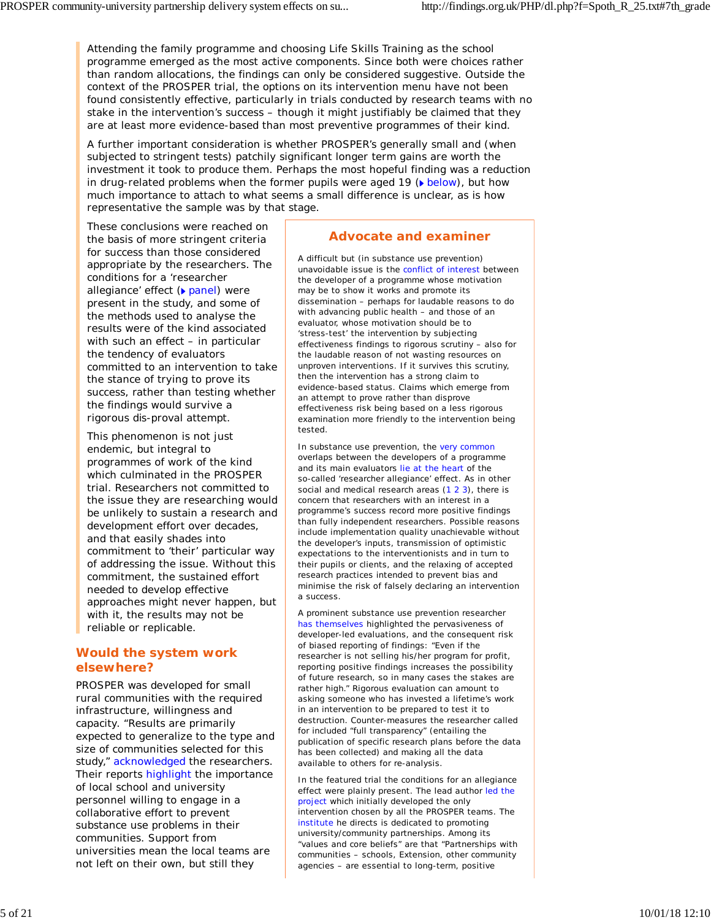Attending the family programme and choosing Life Skills Training as the school programme emerged as the most active components. Since both were choices rather than random allocations, the findings can only be considered suggestive. Outside the context of the PROSPER trial, the options on its intervention menu have not been found consistently effective, particularly in trials conducted by research teams with no stake in the intervention's success – though it might justifiably be claimed that they are at least more evidence-based than most preventive programmes of their kind.

A further important consideration is whether PROSPER's generally small and (when subjected to stringent tests) patchily significant longer term gains are worth the investment it took to produce them. Perhaps the most hopeful finding was a reduction in drug-related problems when the former pupils were aged 19 (below), but how much importance to attach to what seems a small difference is unclear, as is how representative the sample was by that stage.

These conclusions were reached on the basis of more stringent criteria for success than those considered appropriate by the researchers. The conditions for a 'researcher allegiance' effect (panel) were present in the study, and some of the methods used to analyse the results were of the kind associated with such an effect – in particular the tendency of evaluators committed to an intervention to take the stance of trying to prove its success, rather than testing whether the findings would survive a rigorous dis-proval attempt.

This phenomenon is not just endemic, but integral to programmes of work of the kind which culminated in the PROSPER trial. Researchers not committed to the issue they are researching would be unlikely to sustain a research and development effort over decades, and that easily shades into commitment to 'their' particular way of addressing the issue. Without this commitment, the sustained effort needed to develop effective approaches might never happen, but with it, the results may not be reliable or replicable.

## Advocate and examiner

A difficult but (in substance use prevention) unavoidable issue is the conflict of interest between the developer of a programme whose motivation may be to show it works and promote its dissemination – perhaps for laudable reasons to do with advancing public health – and those of an evaluator, whose motivation should be to 'stress-test' the intervention by subjecting effectiveness findings to rigorous scrutiny – also for the laudable reason of not wasting resources on unproven interventions. If it survives this scrutiny, then the intervention has a strong claim to evidence-based status. Claims which emerge from an attempt to prove rather than disprove effectiveness risk being based on a less rigorous examination more friendly to the intervention being tested.

In substance use prevention, the very common overlaps between the developers of a programme and its main evaluators lie at the heart of the so-called 'researcher allegiance' effect. As in other social and medical research areas (1 2 3), there is concern that researchers with an interest in a programme's success record more positive findings than fully independent researchers. Possible reasons include implementation quality unachievable without the developer's inputs, transmission of optimistic expectations to the interventionists and in turn to their pupils or clients, and the relaxing of accepted research practices intended to prevent bias and minimise the risk of falsely declaring an intervention a success.

A prominent substance use prevention researcher has themselves highlighted the pervasiveness of developer-led evaluations, and the consequent risk of biased reporting of findings: "Even if the researcher is not selling his/her program for profit, reporting positive findings increases the possibility of future research, so in many cases the stakes are rather high." Rigorous evaluation can amount to asking someone who has invested a lifetime's work in an intervention to be prepared to test it to destruction. Counter-measures the researcher called for included "full transparency" (entailing the publication of specific research plans before the data has been collected) and making all the data available to others for re-analysis.

In the featured trial the conditions for an allegiance effect were plainly present. The lead author led the project which initially developed the only intervention chosen by all the PROSPER teams. The institute he directs is dedicated to promoting university/community partnerships. Among its "values and core beliefs" are that "Partnerships with communities – schools, Extension, other community agencies – are essential to long-term, positive

## Would the system work elsewhere?

PROSPER was developed for small rural communities with the required infrastructure, willingness and capacity. "Results are primarily expected to generalize to the type and size of communities selected for this study," acknowledged the researchers. Their reports highlight the importance of local school and university personnel willing to engage in a collaborative effort to prevent substance use problems in their communities. Support from universities mean the local teams are not left on their own, but still they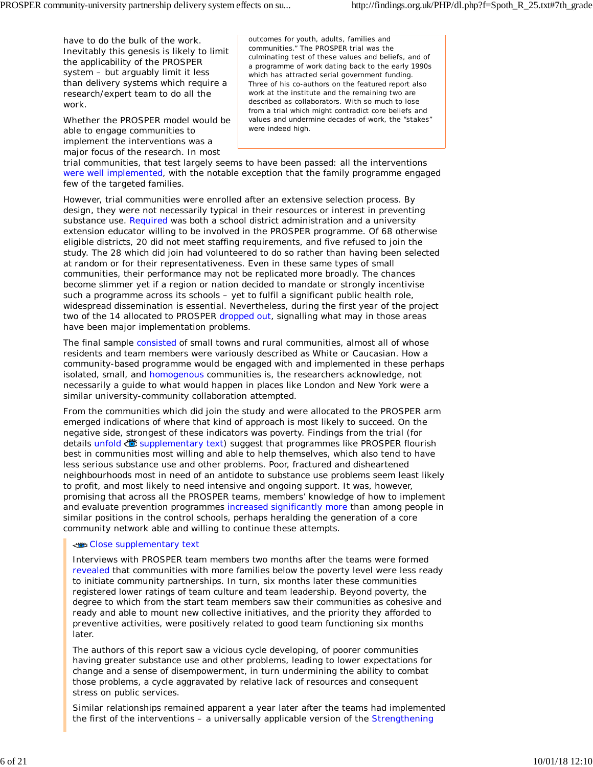have to do the bulk of the work. Inevitably this genesis is likely to limit the applicability of the PROSPER system – but arguably limit it less than delivery systems which require a research/expert team to do all the work.

outcomes for youth, adults, families and communities." The PROSPER trial was the culminating test of these values and beliefs, and of a programme of work dating back to the early 1990s which has attracted serial government funding. Three of his co-authors on the featured report also work at the institute and the remaining two are described as collaborators. With so much to lose from a trial which might contradict core beliefs and values and undermine decades of work, the "stakes" were indeed high.

Whether the PROSPER model would be able to engage communities to implement the interventions was a major focus of the research. In most trial communities, that test largely seems to have been passed: all the interventions were well implemented, with the notable exception that the family programme engaged few of the targeted families.

However, trial communities were enrolled after an extensive selection process. By design, they were not necessarily typical in their resources or interest in preventing substance use. Required was both a school district administration and a university extension educator willing to be involved in the PROSPER programme. Of 68 otherwise eligible districts, 20 did not meet staffing requirements, and five refused to join the study. The 28 which did join had volunteered to do so rather than having been selected at random or for their representativeness. Even in these same types of small communities, their performance may not be replicated more broadly. The chances become slimmer yet if a region or nation decided to mandate or strongly incentivise such a programme across its schools – yet to fulfil a significant public health role, widespread dissemination is essential. Nevertheless, during the first year of the project two of the 14 allocated to PROSPER dropped out, signalling what may in those areas have been major implementation problems.

The final sample consisted of small towns and rural communities, almost all of whose residents and team members were variously described as White or Caucasian. How a community-based programme would be engaged with and implemented in these perhaps isolated, small, and homogenous communities is, the researchers acknowledge, not necessarily a guide to what would happen in places like London and New York were a similar university-community collaboration attempted.

From the communities which did join the study and were allocated to the PROSPER arm emerged indications of where that kind of approach is most likely to succeed. On the negative side, strongest of these indicators was poverty. Findings from the trial (for details unfold supplementary text) suggest that programmes like PROSPER flourish best in communities most willing and able to help themselves, which also tend to have less serious substance use and other problems. Poor, fractured and disheartened neighbourhoods most in need of an antidote to substance use problems seem least likely to profit, and most likely to need intensive and ongoing support. It was, however, promising that across all the PROSPER teams, members' knowledge of how to implement and evaluate prevention programmes increased significantly more than among people in similar positions in the control schools, perhaps heralding the generation of a core community network able and willing to continue these attempts.

Close supplementary text

Interviews with PROSPER team members two months after the teams were formed revealed that communities with more families below the poverty level were less ready to initiate community partnerships. In turn, six months later these communities registered lower ratings of team culture and team leadership. Beyond poverty, the degree to which from the start team members saw their communities as cohesive and ready and able to mount new collective initiatives, and the priority they afforded to preventive activities, were positively related to good team functioning six months later.

The authors of this report saw a vicious cycle developing, of poorer communities having greater substance use and other problems, leading to lower expectations for change and a sense of disempowerment, in turn undermining the ability to combat those problems, a cycle aggravated by relative lack of resources and consequent stress on public services.

Similar relationships remained apparent a year later after the teams had implemented the first of the interventions – a universally applicable version of the Strengthening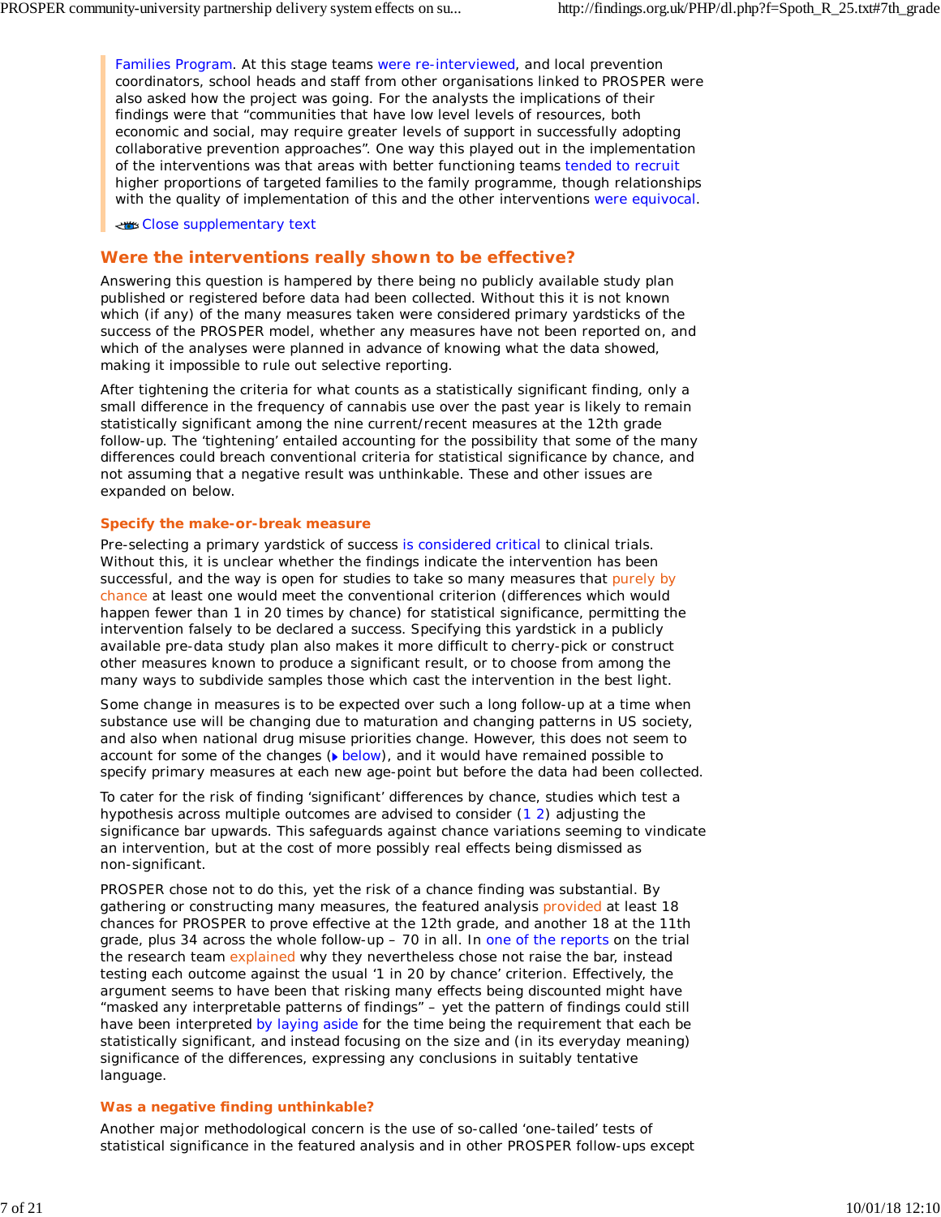Families Program. At this stage teams were re-interviewed, and local prevention coordinators, school heads and staff from other organisations linked to PROSPER were also asked how the project was going. For the analysts the implications of their findings were that "communities that have low level levels of resources, both economic and social, may require greater levels of support in successfully adopting collaborative prevention approaches". One way this played out in the implementation of the interventions was that areas with better functioning teams tended to recruit higher proportions of targeted families to the family programme, though relationships with the quality of implementation of this and the other interventions were equivocal.

Close supplementary text

## Were the interventions really shown to be effective?

Answering this question is hampered by there being no publicly available study plan published or registered before data had been collected. Without this it is not known which (if any) of the many measures taken were considered primary yardsticks of the success of the PROSPER model, whether any measures have not been reported on, and which of the analyses were planned in advance of knowing what the data showed, making it impossible to rule out selective reporting.

After tightening the criteria for what counts as a statistically significant finding, only a small difference in the frequency of cannabis use over the past year is likely to remain statistically significant among the nine current/recent measures at the 12th grade follow-up. The 'tightening' entailed accounting for the possibility that some of the many differences could breach conventional criteria for statistical significance by chance, and not assuming that a negative result was unthinkable. These and other issues are expanded on below.

### Specify the make-or-break measure

Pre-selecting a primary yardstick of success is considered critical to clinical trials. Without this, it is unclear whether the findings indicate the intervention has been successful, and the way is open for studies to take so many measures that purely by chance at least one would meet the conventional criterion (differences which would happen fewer than 1 in 20 times by chance) for statistical significance, permitting the intervention falsely to be declared a success. Specifying this yardstick in a publicly available pre-data study plan also makes it more difficult to cherry-pick or construct other measures known to produce a significant result, or to choose from among the many ways to subdivide samples those which cast the intervention in the best light.

Some change in measures is to be expected over such a long follow-up at a time when substance use will be changing due to maturation and changing patterns in US society, and also when national drug misuse priorities change. However, this does not seem to account for some of the changes (below), and it would have remained possible to specify primary measures at each new age-point but before the data had been collected.

To cater for the risk of finding 'significant' differences by chance, studies which test a hypothesis across multiple outcomes are advised to consider (1 2) adjusting the significance bar upwards. This safeguards against chance variations seeming to vindicate an intervention, but at the cost of more possibly real effects being dismissed as non-significant.

PROSPER chose not to do this, yet the risk of a chance finding was substantial. By gathering or constructing many measures, the featured analysis provided at least 18 chances for PROSPER to prove effective at the 12th grade, and another 18 at the 11th grade, plus 34 across the whole follow-up – 70 in all. In one of the reports on the trial the research team explained why they nevertheless chose not raise the bar, instead testing each outcome against the usual '1 in 20 by chance' criterion. Effectively, the argument seems to have been that risking many effects being discounted might have "masked any interpretable patterns of findings" – yet the pattern of findings could still have been interpreted by laying aside for the time being the requirement that each be statistically significant, and instead focusing on the size and (in its everyday meaning) significance of the differences, expressing any conclusions in suitably tentative language.

### Was a negative finding unthinkable?

Another major methodological concern is the use of so-called 'one-tailed' tests of statistical significance in the featured analysis and in other PROSPER follow-ups except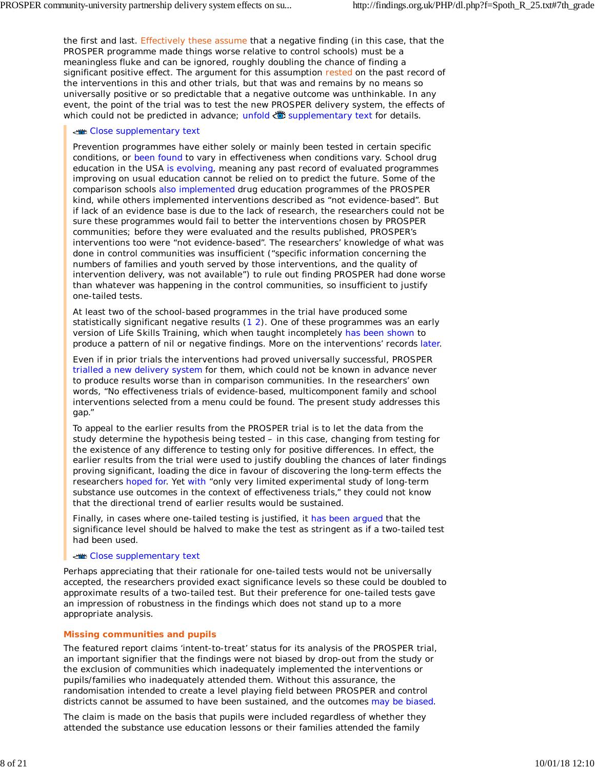the first and last. Effectively these assume that a negative finding (in this case, that the PROSPER programme made things worse relative to control schools) must be a meaningless fluke and can be ignored, roughly doubling the chance of finding a significant positive effect. The argument for this assumption rested on the past record of the interventions in this and other trials, but that was and remains by no means so universally positive or so predictable that a negative outcome was unthinkable. In any event, the point of the trial was to test the new PROSPER delivery system, the effects of which could not be predicted in advance; unfold supplementary text for details.

Close supplementary text

Prevention programmes have either solely or mainly been tested in certain specific conditions, or been found to vary in effectiveness when conditions vary. School drug education in the USA is evolving, meaning any past record of evaluated programmes improving on usual education cannot be relied on to predict the future. Some of the comparison schools also implemented drug education programmes of the PROSPER kind, while others implemented interventions described as "not evidence-based". But if lack of an evidence base is due to the lack of research, the researchers could not be sure these programmes would fail to better the interventions chosen by PROSPER communities; before they were evaluated and the results published, PROSPER's interventions too were "not evidence-based". The researchers' knowledge of what was done in control communities was insufficient ("specific information concerning the numbers of families and youth served by those interventions, and the quality of intervention delivery, was not available") to rule out finding PROSPER had done worse than whatever was happening in the control communities, so insufficient to justify one-tailed tests.

At least two of the school-based programmes in the trial have produced some statistically significant negative results (1 2). One of these programmes was an early version of Life Skills Training, which when taught incompletely has been shown to produce a pattern of nil or negative findings. More on the interventions' records later.

Even if in prior trials the interventions had proved universally successful, PROSPER trialled a new delivery system for them, which could not be known in advance never to produce results worse than in comparison communities. In the researchers' own words, "No effectiveness trials of evidence-based, multicomponent family and school interventions selected from a menu could be found. The present study addresses this gap."

To appeal to the earlier results from the PROSPER trial is to let the data from the study determine the hypothesis being tested – in this case, changing from testing for the existence of any difference to testing only for positive differences. In effect, the earlier results from the trial were used to justify doubling the chances of later findings proving significant, loading the dice in favour of discovering the long-term effects the researchers hoped for. Yet with "only very limited experimental study of long-term substance use outcomes in the context of effectiveness trials," they could not know that the directional trend of earlier results would be sustained.

Finally, in cases where one-tailed testing is justified, it has been argued that the significance level should be halved to make the test as stringent as if a two-tailed test had been used.

Close supplementary text

Perhaps appreciating that their rationale for one-tailed tests would not be universally accepted, the researchers provided exact significance levels so these could be doubled to approximate results of a two-tailed test. But their preference for one-tailed tests gave an impression of robustness in the findings which does not stand up to a more appropriate analysis.

## Missing communities and pupils

The featured report claims 'intent-to-treat' status for its analysis of the PROSPER trial, an important signifier that the findings were not biased by drop-out from the study or the exclusion of communities which inadequately implemented the interventions or pupils/families who inadequately attended them. Without this assurance, the randomisation intended to create a level playing field between PROSPER and control districts cannot be assumed to have been sustained, and the outcomes may be biased.

The claim is made on the basis that pupils were included regardless of whether they attended the substance use education lessons or their families attended the family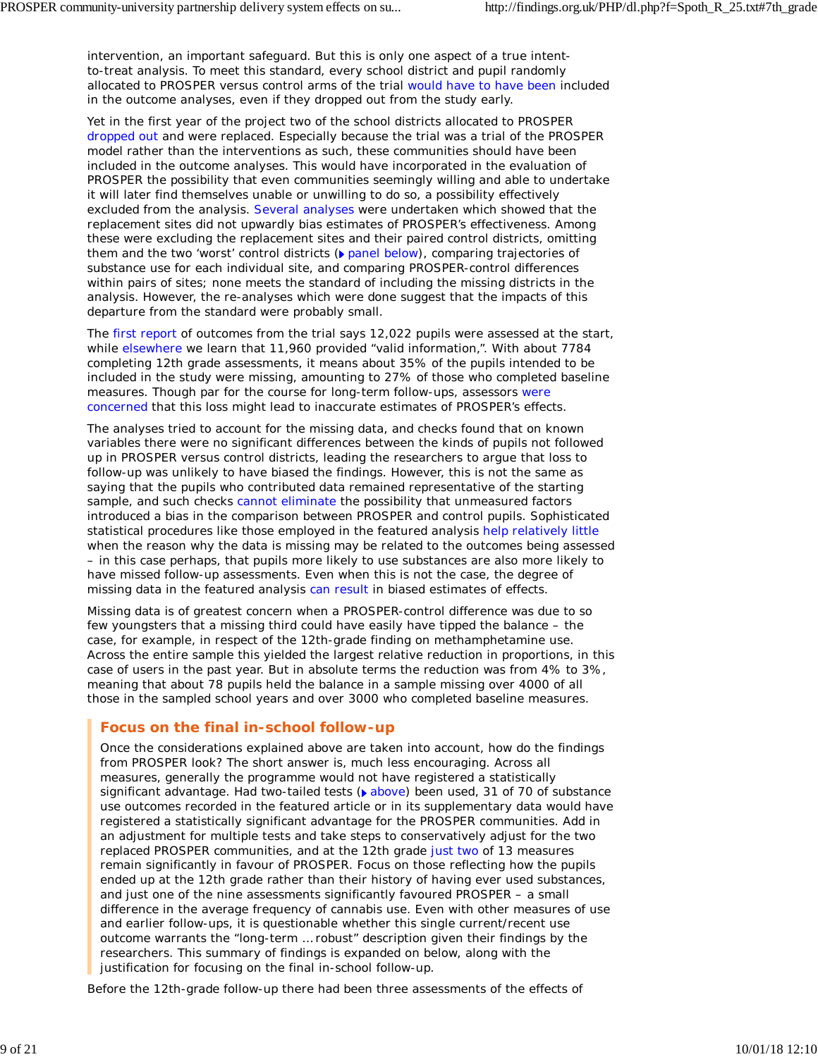intervention, an important safeguard. But this is only one aspect of a true intent-to-treat analysis. To meet this standard, every school district and pupil randomly allocated to PROSPER versus control arms of the trial would have to have been included in the outcome analyses, even if they dropped out from the study early.

Yet in the first year of the project two of the school districts allocated to PROSPER dropped out and were replaced. Especially because the trial was a trial of the PROSPER model rather than the interventions as such, these communities should have been included in the outcome analyses. This would have incorporated in the evaluation of PROSPER the possibility that even communities seemingly willing and able to undertake it will later find themselves unable or unwilling to do so, a possibility effectively excluded from the analysis. Several analyses were undertaken which showed that the replacement sites did not upwardly bias estimates of PROSPER's effectiveness. Among these were excluding the replacement sites and their paired control districts, omitting them and the two 'worst' control districts (▸ panel below), comparing trajectories of substance use for each individual site, and comparing PROSPER-control differences within pairs of sites; none meets the standard of including the missing districts in the analysis. However, the re-analyses which were done suggest that the impacts of this departure from the standard were probably small.

The first report of outcomes from the trial says 12,022 pupils were assessed at the start, while elsewhere we learn that 11,960 provided "valid information,". With about 7784 completing 12th grade assessments, it means about 35% of the pupils intended to be included in the study were missing, amounting to 27% of those who completed baseline measures. Though par for the course for long-term follow-ups, assessors were concerned that this loss might lead to inaccurate estimates of PROSPER's effects.

The analyses tried to account for the missing data, and checks found that on known variables there were no significant differences between the kinds of pupils not followed up in PROSPER versus control districts, leading the researchers to argue that loss to follow-up was unlikely to have biased the findings. However, this is not the same as saying that the pupils who contributed data remained representative of the starting sample, and such checks cannot eliminate the possibility that unmeasured factors introduced a bias in the comparison between PROSPER and control pupils. Sophisticated statistical procedures like those employed in the featured analysis help relatively little when the reason why the data is missing may be related to the outcomes being assessed – in this case perhaps, that pupils more likely to use substances are also more likely to have missed follow-up assessments. Even when this is not the case, the degree of missing data in the featured analysis can result in biased estimates of effects.

Missing data is of greatest concern when a PROSPER-control difference was due to so few youngsters that a missing third could have easily have tipped the balance – the case, for example, in respect of the 12th-grade finding on methamphetamine use. Across the entire sample this yielded the largest relative reduction in proportions, in this case of users in the past year. But in absolute terms the reduction was from 4% to 3%, meaning that about 78 pupils held the balance in a sample missing over 4000 of all those in the sampled school years and over 3000 who completed baseline measures.

## Focus on the final in-school follow-up

Once the considerations explained above are taken into account, how do the findings from PROSPER look? The short answer is, much less encouraging. Across all measures, generally the programme would not have registered a statistically significant advantage. Had two-tailed tests (▸ above) been used, 31 of 70 of substance use outcomes recorded in the featured article or in its supplementary data would have registered a statistically significant advantage for the PROSPER communities. Add in an adjustment for multiple tests and take steps to conservatively adjust for the two replaced PROSPER communities, and at the 12th grade just two of 13 measures remain significantly in favour of PROSPER. Focus on those reflecting how the pupils ended up at the 12th grade rather than their history of having ever used substances, and just one of the nine assessments significantly favoured PROSPER – a small difference in the average frequency of cannabis use. Even with other measures of use and earlier follow-ups, it is questionable whether this single current/recent use outcome warrants the "long-term ... robust" description given their findings by the researchers. This summary of findings is expanded on below, along with the justification for focusing on the final in-school follow-up.

Before the 12th-grade follow-up there had been three assessments of the effects of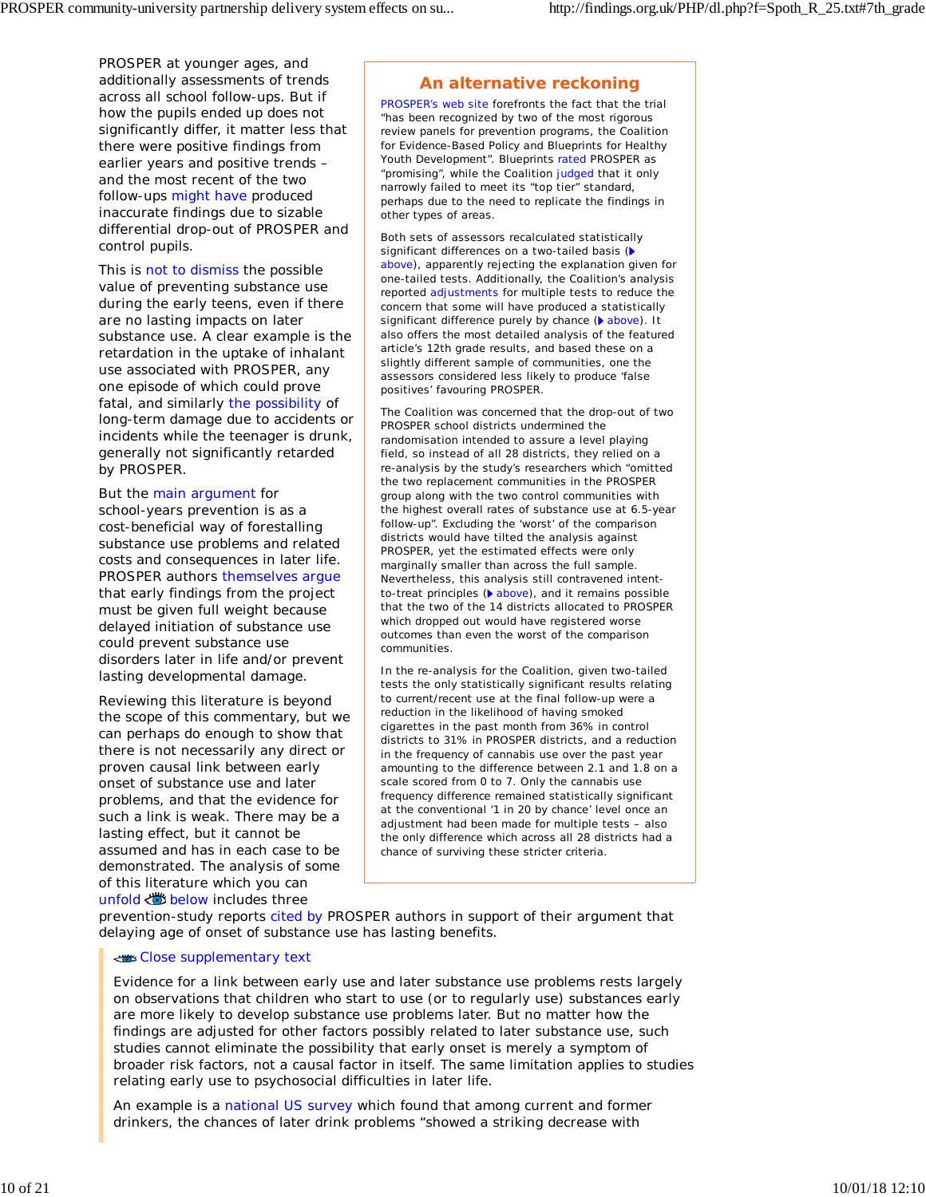PROSPER at younger ages, and additionally assessments of trends across all school follow-ups. But if how the pupils ended up does not significantly differ, it matter less that there were positive findings from earlier years and positive trends – and the most recent of the two follow-ups might have produced inaccurate findings due to sizable differential drop-out of PROSPER and control pupils.

This is not to dismiss the possible value of preventing substance use during the early teens, even if there are no lasting impacts on later substance use. A clear example is the retardation in the uptake of inhalant use associated with PROSPER, any one episode of which could prove fatal, and similarly the possibility of long-term damage due to accidents or incidents while the teenager is drunk, generally not significantly retarded by PROSPER.

But the main argument for school-years prevention is as a cost-beneficial way of forestalling substance use problems and related costs and consequences in later life. PROSPER authors themselves argue that early findings from the project must be given full weight because delayed initiation of substance use could prevent substance use disorders later in life and/or prevent lasting developmental damage.

Reviewing this literature is beyond the scope of this commentary, but we can perhaps do enough to show that there is not necessarily any direct or proven causal link between early onset of substance use and later problems, and that the evidence for such a link is weak. There may be a lasting effect, but it cannot be assumed and has in each case to be demonstrated. The analysis of some of this literature which you can unfold below includes three prevention-study reports cited by PROSPER authors in support of their argument that delaying age of onset of substance use has lasting benefits.

## An alternative reckoning

PROSPER's web site forefronts the fact that the trial "has been recognized by two of the most rigorous review panels for prevention programs, the Coalition for Evidence-Based Policy and Blueprints for Healthy Youth Development". Blueprints rated PROSPER as "promising", while the Coalition judged that it only narrowly failed to meet its "top tier" standard, perhaps due to the need to replicate the findings in other types of areas.

Both sets of assessors recalculated statistically significant differences on a two-tailed basis (▶ above), apparently rejecting the explanation given for one-tailed tests. Additionally, the Coalition's analysis reported adjustments for multiple tests to reduce the concern that some will have produced a statistically significant difference purely by chance (▶ above). It also offers the most detailed analysis of the featured article's 12th grade results, and based these on a slightly different sample of communities, one the assessors considered less likely to produce 'false positives' favouring PROSPER.

The Coalition was concerned that the drop-out of two PROSPER school districts undermined the randomisation intended to assure a level playing field, so instead of all 28 districts, they relied on a re-analysis by the study's researchers which "omitted the two replacement communities in the PROSPER group along with the two control communities with the highest overall rates of substance use at 6.5-year follow-up". Excluding the 'worst' of the comparison districts would have tilted the analysis against PROSPER, yet the estimated effects were only marginally smaller than across the full sample. Nevertheless, this analysis still contravened intent-to-treat principles (▶ above), and it remains possible that the two of the 14 districts allocated to PROSPER which dropped out would have registered worse outcomes than even the worst of the comparison communities.

In the re-analysis for the Coalition, given two-tailed tests the only statistically significant results relating to current/recent use at the final follow-up were a reduction in the likelihood of having smoked cigarettes in the past month from 36% in control districts to 31% in PROSPER districts, and a reduction in the frequency of cannabis use over the past year amounting to the difference between 2.1 and 1.8 on a scale scored from 0 to 7. Only the cannabis use frequency difference remained statistically significant at the conventional '1 in 20 by chance' level once an adjustment had been made for multiple tests – also the only difference which across all 28 districts had a chance of surviving these stricter criteria.

Close supplementary text

Evidence for a link between early use and later substance use problems rests largely on observations that children who start to use (or to regularly use) substances early are more likely to develop substance use problems later. But no matter how the findings are adjusted for other factors possibly related to later substance use, such studies cannot eliminate the possibility that early onset is merely a symptom of broader risk factors, not a causal factor in itself. The same limitation applies to studies relating early use to psychosocial difficulties in later life.

An example is a national US survey which found that among current and former drinkers, the chances of later drink problems "showed a striking decrease with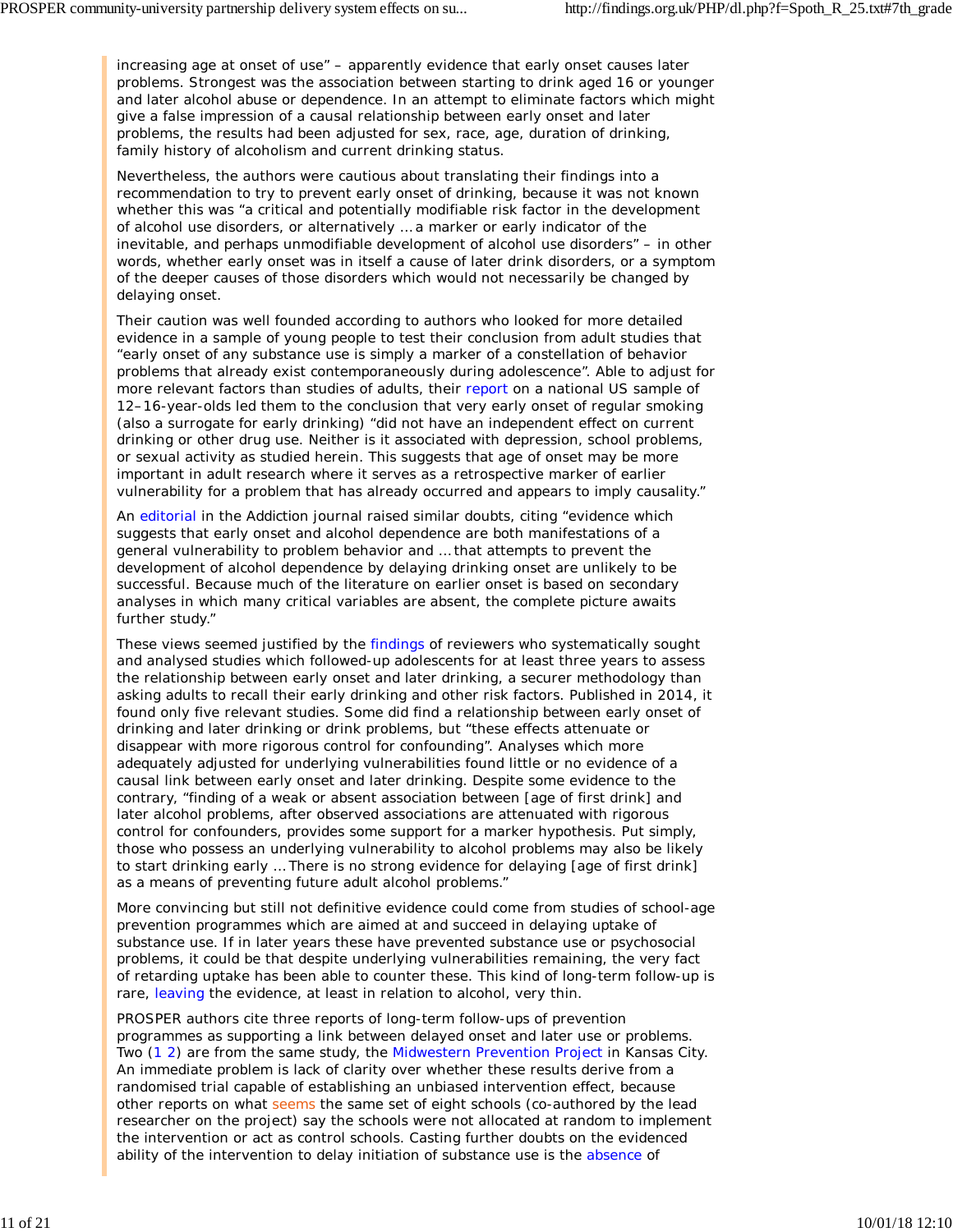increasing age at onset of use" – apparently evidence that early onset causes later problems. Strongest was the association between starting to drink aged 16 or younger and later alcohol abuse or dependence. In an attempt to eliminate factors which might give a false impression of a causal relationship between early onset and later problems, the results had been adjusted for sex, race, age, duration of drinking, family history of alcoholism and current drinking status.

Nevertheless, the authors were cautious about translating their findings into a recommendation to try to prevent early onset of drinking, because it was not known whether this was "a critical and potentially modifiable risk factor in the development of alcohol use disorders, or alternatively ... a marker or early indicator of the inevitable, and perhaps unmodifiable development of alcohol use disorders" – in other words, whether early onset was in itself a cause of later drink disorders, or a symptom of the deeper causes of those disorders which would not necessarily be changed by delaying onset.

Their caution was well founded according to authors who looked for more detailed evidence in a sample of young people to test their conclusion from adult studies that "early onset of any substance use is simply a marker of a constellation of behavior problems that already exist contemporaneously during adolescence". Able to adjust for more relevant factors than studies of adults, their report on a national US sample of 12–16-year-olds led them to the conclusion that very early onset of regular smoking (also a surrogate for early drinking) "did not have an independent effect on current drinking or other drug use. Neither is it associated with depression, school problems, or sexual activity as studied herein. This suggests that age of onset may be more important in adult research where it serves as a retrospective marker of earlier vulnerability for a problem that has already occurred and appears to imply causality."

An editorial in the Addiction journal raised similar doubts, citing "evidence which suggests that early onset and alcohol dependence are both manifestations of a general vulnerability to problem behavior and ... that attempts to prevent the development of alcohol dependence by delaying drinking onset are unlikely to be successful. Because much of the literature on earlier onset is based on secondary analyses in which many critical variables are absent, the complete picture awaits further study."

These views seemed justified by the findings of reviewers who systematically sought and analysed studies which followed-up adolescents for at least three years to assess the relationship between early onset and later drinking, a securer methodology than asking adults to recall their early drinking and other risk factors. Published in 2014, it found only five relevant studies. Some did find a relationship between early onset of drinking and later drinking or drink problems, but "these effects attenuate or disappear with more rigorous control for confounding". Analyses which more adequately adjusted for underlying vulnerabilities found little or no evidence of a causal link between early onset and later drinking. Despite some evidence to the contrary, "finding of a weak or absent association between [age of first drink] and later alcohol problems, after observed associations are attenuated with rigorous control for confounders, provides some support for a marker hypothesis. Put simply, those who possess an underlying vulnerability to alcohol problems may also be likely to start drinking early ... There is no strong evidence for delaying [age of first drink] as a means of preventing future adult alcohol problems."

More convincing but still not definitive evidence could come from studies of school-age prevention programmes which are aimed at and succeed in delaying uptake of substance use. If in later years these have prevented substance use or psychosocial problems, it could be that despite underlying vulnerabilities remaining, the very fact of retarding uptake has been able to counter these. This kind of long-term follow-up is rare, leaving the evidence, at least in relation to alcohol, very thin.

PROSPER authors cite three reports of long-term follow-ups of prevention programmes as supporting a link between delayed onset and later use or problems. Two (1 2) are from the same study, the Midwestern Prevention Project in Kansas City. An immediate problem is lack of clarity over whether these results derive from a randomised trial capable of establishing an unbiased intervention effect, because other reports on what seems the same set of eight schools (co-authored by the lead researcher on the project) say the schools were not allocated at random to implement the intervention or act as control schools. Casting further doubts on the evidenced ability of the intervention to delay initiation of substance use is the absence of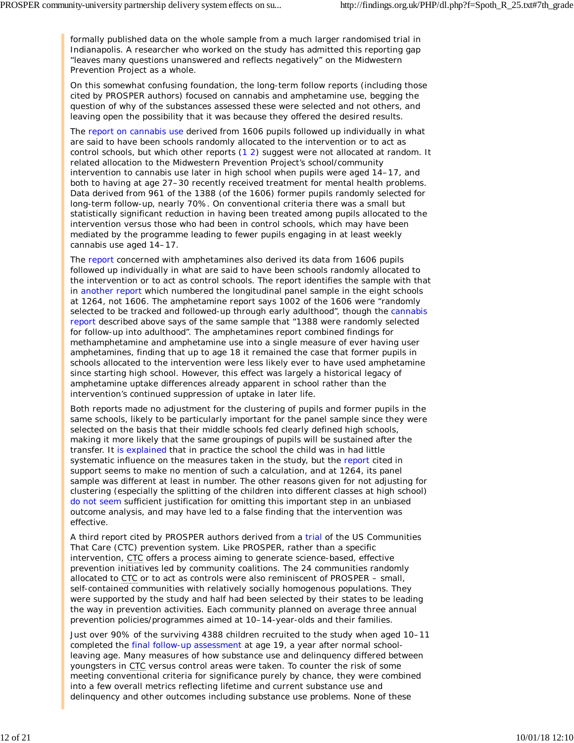formally published data on the whole sample from a much larger randomised trial in Indianapolis. A researcher who worked on the study has admitted this reporting gap "leaves many questions unanswered and reflects negatively" on the Midwestern Prevention Project as a whole.

On this somewhat confusing foundation, the long-term follow reports (including those cited by PROSPER authors) focused on cannabis and amphetamine use, begging the question of why of the substances assessed these were selected and not others, and leaving open the possibility that it was because they offered the desired results.

The report on cannabis use derived from 1606 pupils followed up individually in what are said to have been schools randomly allocated to the intervention or to act as control schools, but which other reports (1 2) suggest were not allocated at random. It related allocation to the Midwestern Prevention Project's school/community intervention to cannabis use later in high school when pupils were aged 14–17, and both to having at age 27–30 recently received treatment for mental health problems. Data derived from 961 of the 1388 (of the 1606) former pupils randomly selected for long-term follow-up, nearly 70%. On conventional criteria there was a small but statistically significant reduction in having been treated among pupils allocated to the intervention versus those who had been in control schools, which may have been mediated by the programme leading to fewer pupils engaging in at least weekly cannabis use aged 14–17.

The report concerned with amphetamines also derived its data from 1606 pupils followed up individually in what are said to have been schools randomly allocated to the intervention or to act as control schools. The report identifies the sample with that in another report which numbered the longitudinal panel sample in the eight schools at 1264, not 1606. The amphetamine report says 1002 of the 1606 were "randomly selected to be tracked and followed-up through early adulthood", though the cannabis report described above says of the same sample that "1388 were randomly selected for follow-up into adulthood". The amphetamines report combined findings for methamphetamine and amphetamine use into a single measure of ever having user amphetamines, finding that up to age 18 it remained the case that former pupils in schools allocated to the intervention were less likely ever to have used amphetamine since starting high school. However, this effect was largely a historical legacy of amphetamine uptake differences already apparent in school rather than the intervention's continued suppression of uptake in later life.

Both reports made no adjustment for the clustering of pupils and former pupils in the same schools, likely to be particularly important for the panel sample since they were selected on the basis that their middle schools fed clearly defined high schools, making it more likely that the same groupings of pupils will be sustained after the transfer. It is explained that in practice the school the child was in had little systematic influence on the measures taken in the study, but the report cited in support seems to make no mention of such a calculation, and at 1264, its panel sample was different at least in number. The other reasons given for not adjusting for clustering (especially the splitting of the children into different classes at high school) do not seem sufficient justification for omitting this important step in an unbiased outcome analysis, and may have led to a false finding that the intervention was effective.

A third report cited by PROSPER authors derived from a trial of the US Communities That Care (CTC) prevention system. Like PROSPER, rather than a specific intervention, CTC offers a process aiming to generate science-based, effective prevention initiatives led by community coalitions. The 24 communities randomly allocated to CTC or to act as controls were also reminiscent of PROSPER – small, self-contained communities with relatively socially homogenous populations. They were supported by the study and half had been selected by their states to be leading the way in prevention activities. Each community planned on average three annual prevention policies/programmes aimed at 10–14-year-olds and their families.

Just over 90% of the surviving 4388 children recruited to the study when aged 10–11 completed the final follow-up assessment at age 19, a year after normal school-leaving age. Many measures of how substance use and delinquency differed between youngsters in CTC versus control areas were taken. To counter the risk of some meeting conventional criteria for significance purely by chance, they were combined into a few overall metrics reflecting lifetime and current substance use and delinquency and other outcomes including substance use problems. None of these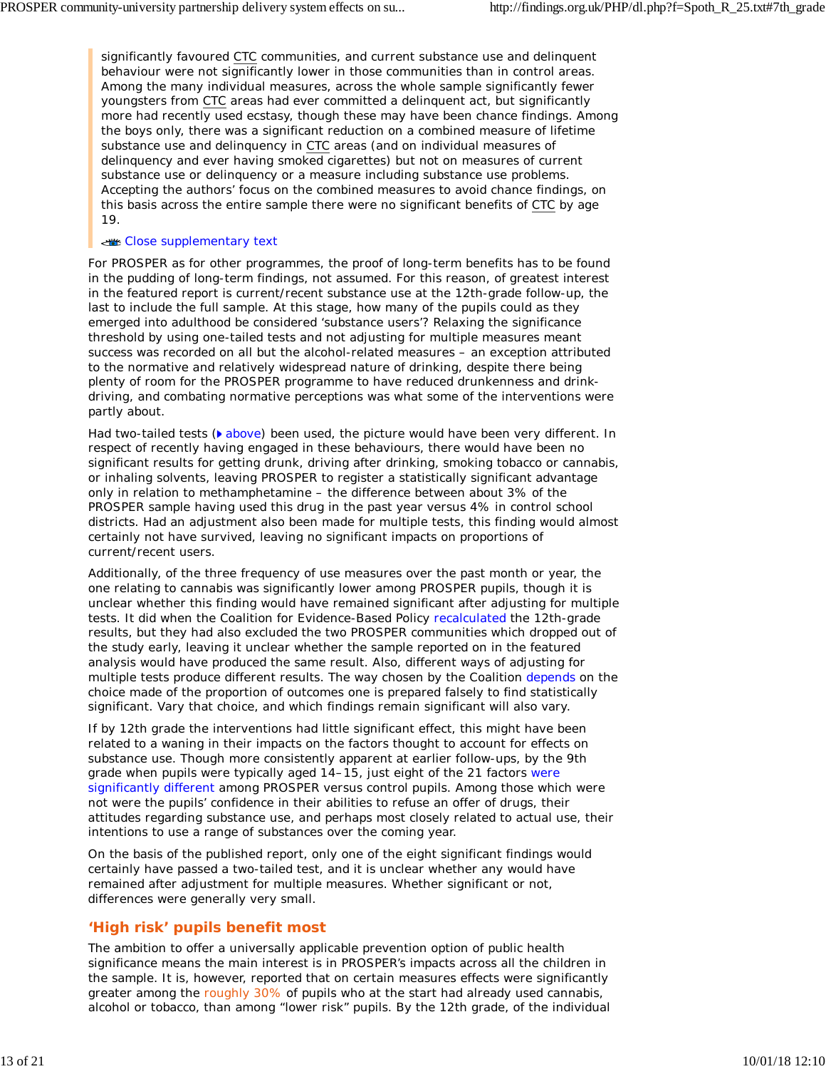significantly favoured CTC communities, and current substance use and delinquent behaviour were not significantly lower in those communities than in control areas. Among the many individual measures, across the whole sample significantly fewer youngsters from CTC areas had ever committed a delinquent act, but significantly more had recently used ecstasy, though these may have been chance findings. Among the boys only, there was a significant reduction on a combined measure of lifetime substance use and delinquency in CTC areas (and on individual measures of delinquency and ever having smoked cigarettes) but not on measures of current substance use or delinquency or a measure including substance use problems. Accepting the authors' focus on the combined measures to avoid chance findings, on this basis across the entire sample there were no significant benefits of CTC by age 19.

Close supplementary text

For PROSPER as for other programmes, the proof of long-term benefits has to be found in the pudding of long-term findings, not assumed. For this reason, of greatest interest in the featured report is current/recent substance use at the 12th-grade follow-up, the last to include the full sample. At this stage, how many of the pupils could as they emerged into adulthood be considered 'substance users'? Relaxing the significance threshold by using one-tailed tests and not adjusting for multiple measures meant success was recorded on all but the alcohol-related measures – an exception attributed to the normative and relatively widespread nature of drinking, despite there being plenty of room for the PROSPER programme to have reduced drunkenness and drink-driving, and combating normative perceptions was what some of the interventions were partly about.

Had two-tailed tests (above) been used, the picture would have been very different. In respect of recently having engaged in these behaviours, there would have been no significant results for getting drunk, driving after drinking, smoking tobacco or cannabis, or inhaling solvents, leaving PROSPER to register a statistically significant advantage only in relation to methamphetamine – the difference between about 3% of the PROSPER sample having used this drug in the past year versus 4% in control school districts. Had an adjustment also been made for multiple tests, this finding would almost certainly not have survived, leaving no significant impacts on proportions of current/recent users.

Additionally, of the three frequency of use measures over the past month or year, the one relating to cannabis was significantly lower among PROSPER pupils, though it is unclear whether this finding would have remained significant after adjusting for multiple tests. It did when the Coalition for Evidence-Based Policy recalculated the 12th-grade results, but they had also excluded the two PROSPER communities which dropped out of the study early, leaving it unclear whether the sample reported on in the featured analysis would have produced the same result. Also, different ways of adjusting for multiple tests produce different results. The way chosen by the Coalition depends on the choice made of the proportion of outcomes one is prepared falsely to find statistically significant. Vary that choice, and which findings remain significant will also vary.

If by 12th grade the interventions had little significant effect, this might have been related to a waning in their impacts on the factors thought to account for effects on substance use. Though more consistently apparent at earlier follow-ups, by the 9th grade when pupils were typically aged 14–15, just eight of the 21 factors were significantly different among PROSPER versus control pupils. Among those which were not were the pupils' confidence in their abilities to refuse an offer of drugs, their attitudes regarding substance use, and perhaps most closely related to actual use, their intentions to use a range of substances over the coming year.

On the basis of the published report, only one of the eight significant findings would certainly have passed a two-tailed test, and it is unclear whether any would have remained after adjustment for multiple measures. Whether significant or not, differences were generally very small.

## 'High risk' pupils benefit most

The ambition to offer a universally applicable prevention option of public health significance means the main interest is in PROSPER's impacts across all the children in the sample. It is, however, reported that on certain measures effects were significantly greater among the roughly 30% of pupils who at the start had already used cannabis, alcohol or tobacco, than among "lower risk" pupils. By the 12th grade, of the individual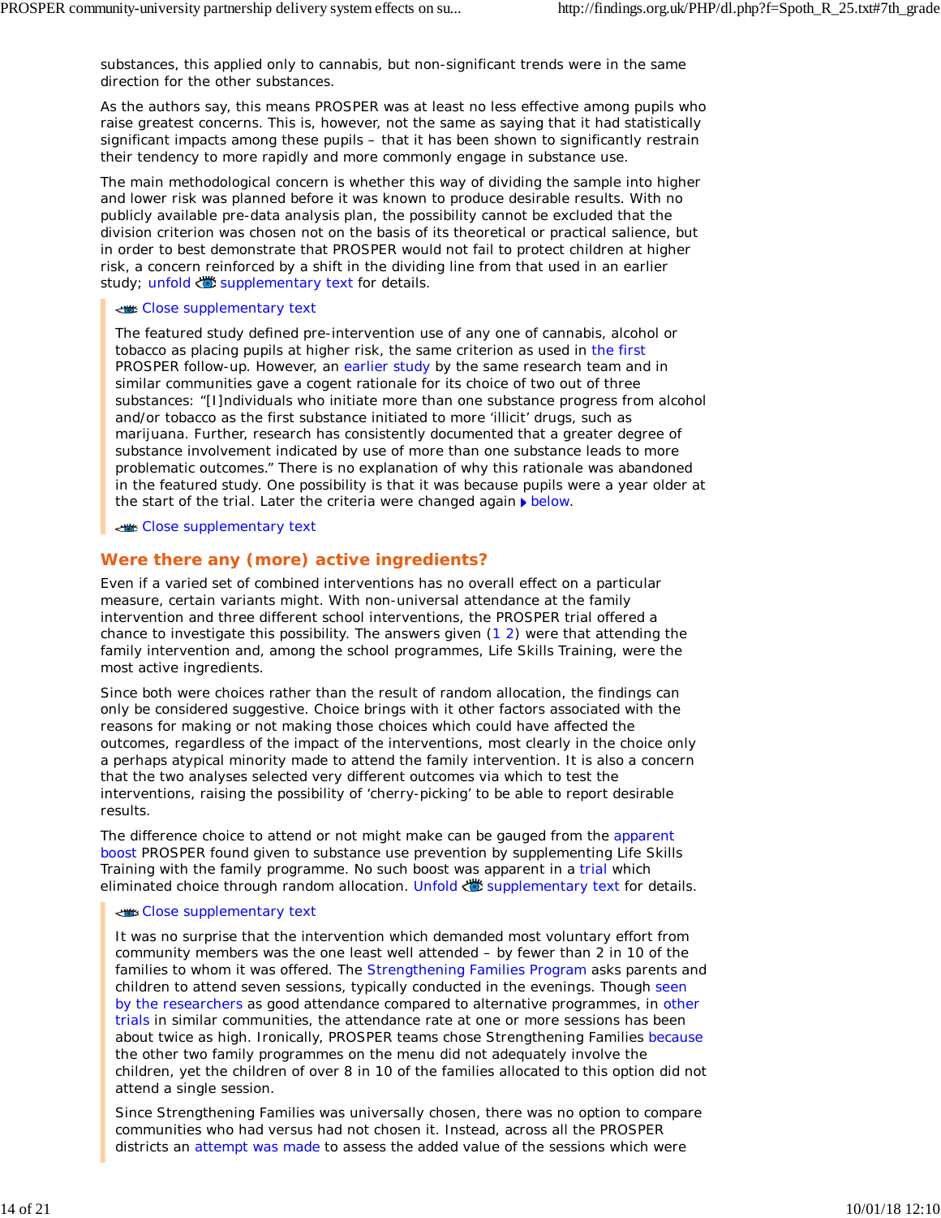substances, this applied only to cannabis, but non-significant trends were in the same direction for the other substances.

As the authors say, this means PROSPER was at least no less effective among pupils who raise greatest concerns. This is, however, not the same as saying that it had statistically significant impacts among these pupils – that it has been shown to significantly restrain their tendency to more rapidly and more commonly engage in substance use.

The main methodological concern is whether this way of dividing the sample into higher and lower risk was planned before it was known to produce desirable results. With no publicly available pre-data analysis plan, the possibility cannot be excluded that the division criterion was chosen not on the basis of its theoretical or practical salience, but in order to best demonstrate that PROSPER would not fail to protect children at higher risk, a concern reinforced by a shift in the dividing line from that used in an earlier study; unfold supplementary text for details.

Close supplementary text

> The featured study defined pre-intervention use of any one of cannabis, alcohol or tobacco as placing pupils at higher risk, the same criterion as used in the first PROSPER follow-up. However, an earlier study by the same research team and in similar communities gave a cogent rationale for its choice of two out of three substances: "[I]ndividuals who initiate more than one substance progress from alcohol and/or tobacco as the first substance initiated to more 'illicit' drugs, such as marijuana. Further, research has consistently documented that a greater degree of substance involvement indicated by use of more than one substance leads to more problematic outcomes." There is no explanation of why this rationale was abandoned in the featured study. One possibility is that it was because pupils were a year older at the start of the trial. Later the criteria were changed again below.

Close supplementary text

## Were there any (more) active ingredients?

Even if a varied set of combined interventions has no overall effect on a particular measure, certain variants might. With non-universal attendance at the family intervention and three different school interventions, the PROSPER trial offered a chance to investigate this possibility. The answers given (1 2) were that attending the family intervention and, among the school programmes, Life Skills Training, were the most active ingredients.

Since both were choices rather than the result of random allocation, the findings can only be considered suggestive. Choice brings with it other factors associated with the reasons for making or not making those choices which could have affected the outcomes, regardless of the impact of the interventions, most clearly in the choice only a perhaps atypical minority made to attend the family intervention. It is also a concern that the two analyses selected very different outcomes via which to test the interventions, raising the possibility of 'cherry-picking' to be able to report desirable results.

The difference choice to attend or not might make can be gauged from the apparent boost PROSPER found given to substance use prevention by supplementing Life Skills Training with the family programme. No such boost was apparent in a trial which eliminated choice through random allocation. Unfold supplementary text for details.

Close supplementary text

> It was no surprise that the intervention which demanded most voluntary effort from community members was the one least well attended – by fewer than 2 in 10 of the families to whom it was offered. The Strengthening Families Program asks parents and children to attend seven sessions, typically conducted in the evenings. Though seen by the researchers as good attendance compared to alternative programmes, in other trials in similar communities, the attendance rate at one or more sessions has been about twice as high. Ironically, PROSPER teams chose Strengthening Families because the other two family programmes on the menu did not adequately involve the children, yet the children of over 8 in 10 of the families allocated to this option did not attend a single session.
>
> Since Strengthening Families was universally chosen, there was no option to compare communities who had versus had not chosen it. Instead, across all the PROSPER districts an attempt was made to assess the added value of the sessions which were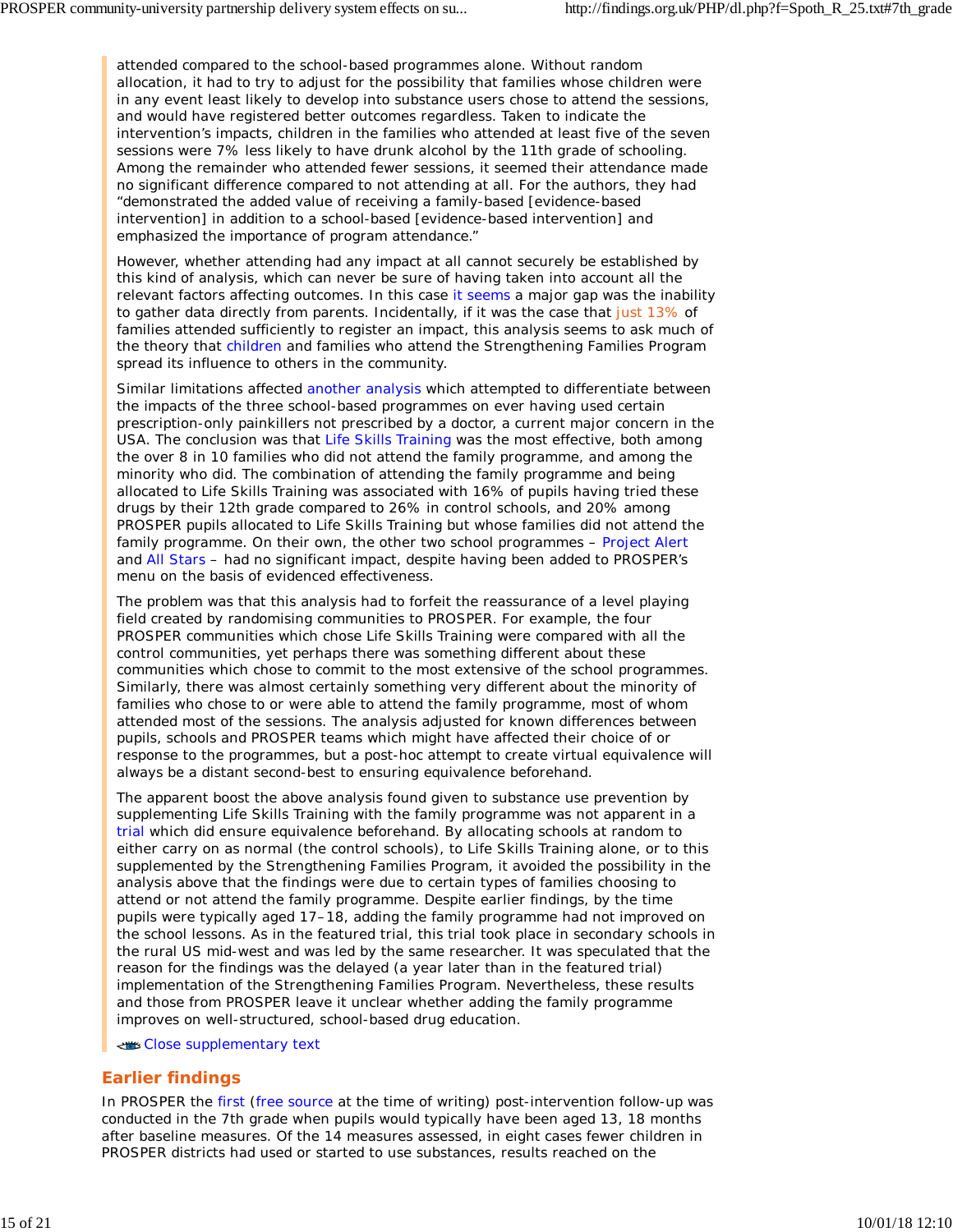attended compared to the school-based programmes alone. Without random allocation, it had to try to adjust for the possibility that families whose children were in any event least likely to develop into substance users chose to attend the sessions, and would have registered better outcomes regardless. Taken to indicate the intervention's impacts, children in the families who attended at least five of the seven sessions were 7% less likely to have drunk alcohol by the 11th grade of schooling. Among the remainder who attended fewer sessions, it seemed their attendance made no significant difference compared to not attending at all. For the authors, they had "demonstrated the added value of receiving a family-based [evidence-based intervention] in addition to a school-based [evidence-based intervention] and emphasized the importance of program attendance."

However, whether attending had any impact at all cannot securely be established by this kind of analysis, which can never be sure of having taken into account all the relevant factors affecting outcomes. In this case it seems a major gap was the inability to gather data directly from parents. Incidentally, if it was the case that just 13% of families attended sufficiently to register an impact, this analysis seems to ask much of the theory that children and families who attend the Strengthening Families Program spread its influence to others in the community.

Similar limitations affected another analysis which attempted to differentiate between the impacts of the three school-based programmes on ever having used certain prescription-only painkillers not prescribed by a doctor, a current major concern in the USA. The conclusion was that Life Skills Training was the most effective, both among the over 8 in 10 families who did not attend the family programme, and among the minority who did. The combination of attending the family programme and being allocated to Life Skills Training was associated with 16% of pupils having tried these drugs by their 12th grade compared to 26% in control schools, and 20% among PROSPER pupils allocated to Life Skills Training but whose families did not attend the family programme. On their own, the other two school programmes – Project Alert and All Stars – had no significant impact, despite having been added to PROSPER's menu on the basis of evidenced effectiveness.

The problem was that this analysis had to forfeit the reassurance of a level playing field created by randomising communities to PROSPER. For example, the four PROSPER communities which chose Life Skills Training were compared with all the control communities, yet perhaps there was something different about these communities which chose to commit to the most extensive of the school programmes. Similarly, there was almost certainly something very different about the minority of families who chose to or were able to attend the family programme, most of whom attended most of the sessions. The analysis adjusted for known differences between pupils, schools and PROSPER teams which might have affected their choice of or response to the programmes, but a post-hoc attempt to create virtual equivalence will always be a distant second-best to ensuring equivalence beforehand.

The apparent boost the above analysis found given to substance use prevention by supplementing Life Skills Training with the family programme was not apparent in a trial which did ensure equivalence beforehand. By allocating schools at random to either carry on as normal (the control schools), to Life Skills Training alone, or to this supplemented by the Strengthening Families Program, it avoided the possibility in the analysis above that the findings were due to certain types of families choosing to attend or not attend the family programme. Despite earlier findings, by the time pupils were typically aged 17–18, adding the family programme had not improved on the school lessons. As in the featured trial, this trial took place in secondary schools in the rural US mid-west and was led by the same researcher. It was speculated that the reason for the findings was the delayed (a year later than in the featured trial) implementation of the Strengthening Families Program. Nevertheless, these results and those from PROSPER leave it unclear whether adding the family programme improves on well-structured, school-based drug education.

Close supplementary text

## Earlier findings

In PROSPER the first (free source at the time of writing) post-intervention follow-up was conducted in the 7th grade when pupils would typically have been aged 13, 18 months after baseline measures. Of the 14 measures assessed, in eight cases fewer children in PROSPER districts had used or started to use substances, results reached on the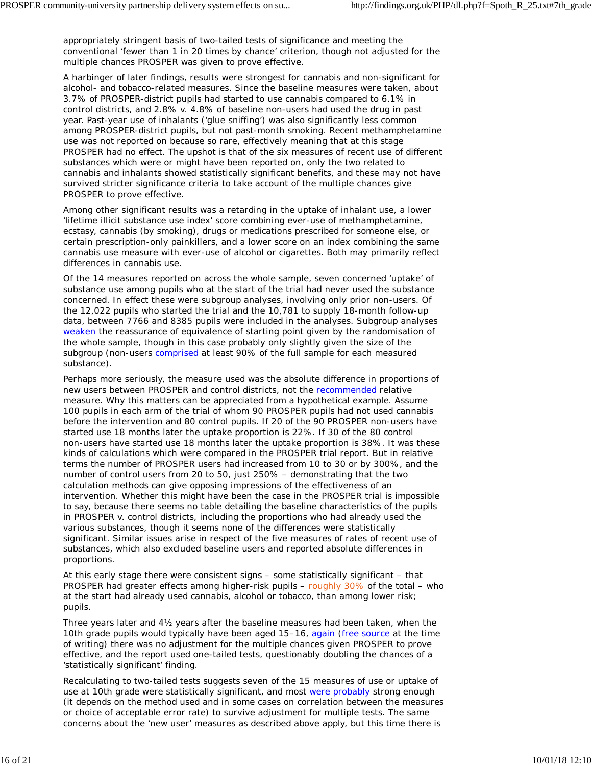appropriately stringent basis of two-tailed tests of significance and meeting the conventional 'fewer than 1 in 20 times by chance' criterion, though not adjusted for the multiple chances PROSPER was given to prove effective.

A harbinger of later findings, results were strongest for cannabis and non-significant for alcohol- and tobacco-related measures. Since the baseline measures were taken, about 3.7% of PROSPER-district pupils had started to use cannabis compared to 6.1% in control districts, and 2.8% v. 4.8% of baseline non-users had used the drug in past year. Past-year use of inhalants ('glue sniffing') was also significantly less common among PROSPER-district pupils, but not past-month smoking. Recent methamphetamine use was not reported on because so rare, effectively meaning that at this stage PROSPER had no effect. The upshot is that of the six measures of recent use of different substances which were or might have been reported on, only the two related to cannabis and inhalants showed statistically significant benefits, and these may not have survived stricter significance criteria to take account of the multiple chances give PROSPER to prove effective.

Among other significant results was a retarding in the uptake of inhalant use, a lower 'lifetime illicit substance use index' score combining ever-use of methamphetamine, ecstasy, cannabis (by smoking), drugs or medications prescribed for someone else, or certain prescription-only painkillers, and a lower score on an index combining the same cannabis use measure with ever-use of alcohol or cigarettes. Both may primarily reflect differences in cannabis use.

Of the 14 measures reported on across the whole sample, seven concerned 'uptake' of substance use among pupils who at the start of the trial had never used the substance concerned. In effect these were subgroup analyses, involving only prior non-users. Of the 12,022 pupils who started the trial and the 10,781 to supply 18-month follow-up data, between 7766 and 8385 pupils were included in the analyses. Subgroup analyses weaken the reassurance of equivalence of starting point given by the randomisation of the whole sample, though in this case probably only slightly given the size of the subgroup (non-users comprised at least 90% of the full sample for each measured substance).

Perhaps more seriously, the measure used was the absolute difference in proportions of new users between PROSPER and control districts, not the recommended relative measure. Why this matters can be appreciated from a hypothetical example. Assume 100 pupils in each arm of the trial of whom 90 PROSPER pupils had not used cannabis before the intervention and 80 control pupils. If 20 of the 90 PROSPER non-users have started use 18 months later the uptake proportion is 22%. If 30 of the 80 control non-users have started use 18 months later the uptake proportion is 38%. It was these kinds of calculations which were compared in the PROSPER trial report. But in relative terms the number of PROSPER users had increased from 10 to 30 or by 300%, and the number of control users from 20 to 50, just 250% – demonstrating that the two calculation methods can give opposing impressions of the effectiveness of an intervention. Whether this might have been the case in the PROSPER trial is impossible to say, because there seems no table detailing the baseline characteristics of the pupils in PROSPER v. control districts, including the proportions who had already used the various substances, though it seems none of the differences were statistically significant. Similar issues arise in respect of the five measures of rates of recent use of substances, which also excluded baseline users and reported absolute differences in proportions.

At this early stage there were consistent signs – some statistically significant – that PROSPER had greater effects among higher-risk pupils – roughly 30% of the total – who at the start had already used cannabis, alcohol or tobacco, than among lower risk; pupils.

Three years later and 4½ years after the baseline measures had been taken, when the 10th grade pupils would typically have been aged 15–16, again (free source at the time of writing) there was no adjustment for the multiple chances given PROSPER to prove effective, and the report used one-tailed tests, questionably doubling the chances of a 'statistically significant' finding.

Recalculating to two-tailed tests suggests seven of the 15 measures of use or uptake of use at 10th grade were statistically significant, and most were probably strong enough (it depends on the method used and in some cases on correlation between the measures or choice of acceptable error rate) to survive adjustment for multiple tests. The same concerns about the 'new user' measures as described above apply, but this time there is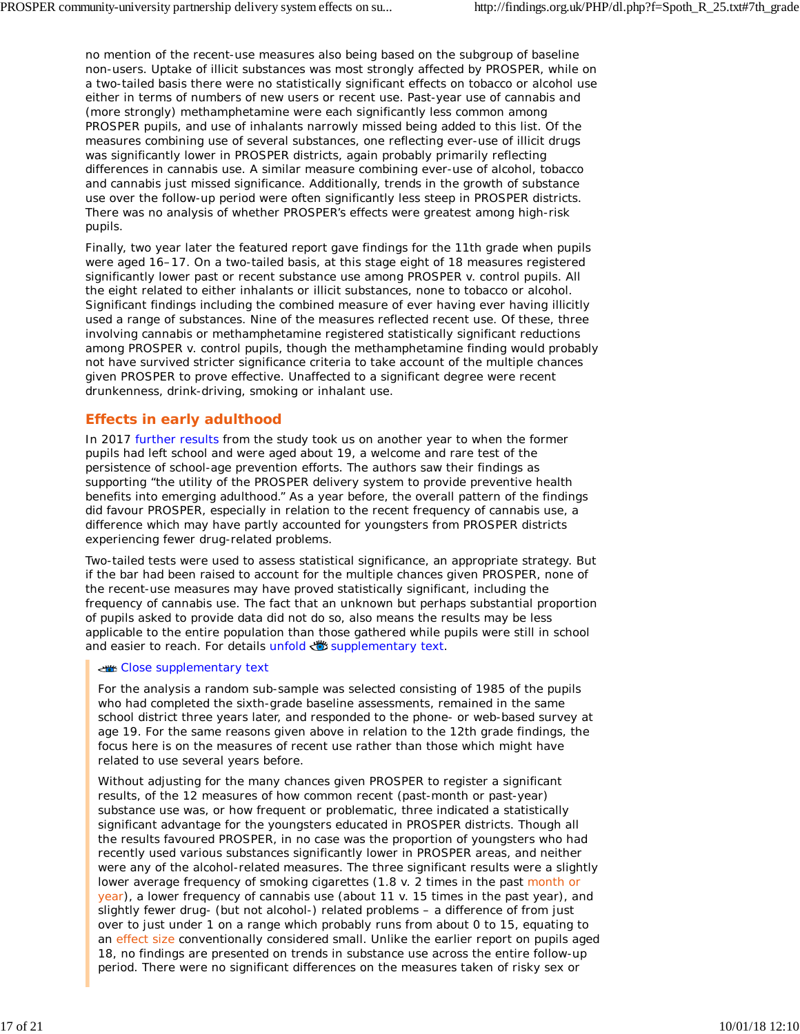no mention of the recent-use measures also being based on the subgroup of baseline non-users. Uptake of illicit substances was most strongly affected by PROSPER, while on a two-tailed basis there were no statistically significant effects on tobacco or alcohol use either in terms of numbers of new users or recent use. Past-year use of cannabis and (more strongly) methamphetamine were each significantly less common among PROSPER pupils, and use of inhalants narrowly missed being added to this list. Of the measures combining use of several substances, one reflecting ever-use of illicit drugs was significantly lower in PROSPER districts, again probably primarily reflecting differences in cannabis use. A similar measure combining ever-use of alcohol, tobacco and cannabis just missed significance. Additionally, trends in the growth of substance use over the follow-up period were often significantly less steep in PROSPER districts. There was no analysis of whether PROSPER's effects were greatest among high-risk pupils.

Finally, two year later the featured report gave findings for the 11th grade when pupils were aged 16–17. On a two-tailed basis, at this stage eight of 18 measures registered significantly lower past or recent substance use among PROSPER v. control pupils. All the eight related to either inhalants or illicit substances, none to tobacco or alcohol. Significant findings including the combined measure of ever having ever having illicitly used a range of substances. Nine of the measures reflected recent use. Of these, three involving cannabis or methamphetamine registered statistically significant reductions among PROSPER v. control pupils, though the methamphetamine finding would probably not have survived stricter significance criteria to take account of the multiple chances given PROSPER to prove effective. Unaffected to a significant degree were recent drunkenness, drink-driving, smoking or inhalant use.

## Effects in early adulthood

In 2017 further results from the study took us on another year to when the former pupils had left school and were aged about 19, a welcome and rare test of the persistence of school-age prevention efforts. The authors saw their findings as supporting "the utility of the PROSPER delivery system to provide preventive health benefits into emerging adulthood." As a year before, the overall pattern of the findings did favour PROSPER, especially in relation to the recent frequency of cannabis use, a difference which may have partly accounted for youngsters from PROSPER districts experiencing fewer drug-related problems.

Two-tailed tests were used to assess statistical significance, an appropriate strategy. But if the bar had been raised to account for the multiple chances given PROSPER, none of the recent-use measures may have proved statistically significant, including the frequency of cannabis use. The fact that an unknown but perhaps substantial proportion of pupils asked to provide data did not do so, also means the results may be less applicable to the entire population than those gathered while pupils were still in school and easier to reach. For details unfold supplementary text.

Close supplementary text

For the analysis a random sub-sample was selected consisting of 1985 of the pupils who had completed the sixth-grade baseline assessments, remained in the same school district three years later, and responded to the phone- or web-based survey at age 19. For the same reasons given above in relation to the 12th grade findings, the focus here is on the measures of recent use rather than those which might have related to use several years before.

Without adjusting for the many chances given PROSPER to register a significant results, of the 12 measures of how common recent (past-month or past-year) substance use was, or how frequent or problematic, three indicated a statistically significant advantage for the youngsters educated in PROSPER districts. Though all the results favoured PROSPER, in no case was the proportion of youngsters who had recently used various substances significantly lower in PROSPER areas, and neither were any of the alcohol-related measures. The three significant results were a slightly lower average frequency of smoking cigarettes (1.8 v. 2 times in the past month or year), a lower frequency of cannabis use (about 11 v. 15 times in the past year), and slightly fewer drug- (but not alcohol-) related problems – a difference of from just over to just under 1 on a range which probably runs from about 0 to 15, equating to an effect size conventionally considered small. Unlike the earlier report on pupils aged 18, no findings are presented on trends in substance use across the entire follow-up period. There were no significant differences on the measures taken of risky sex or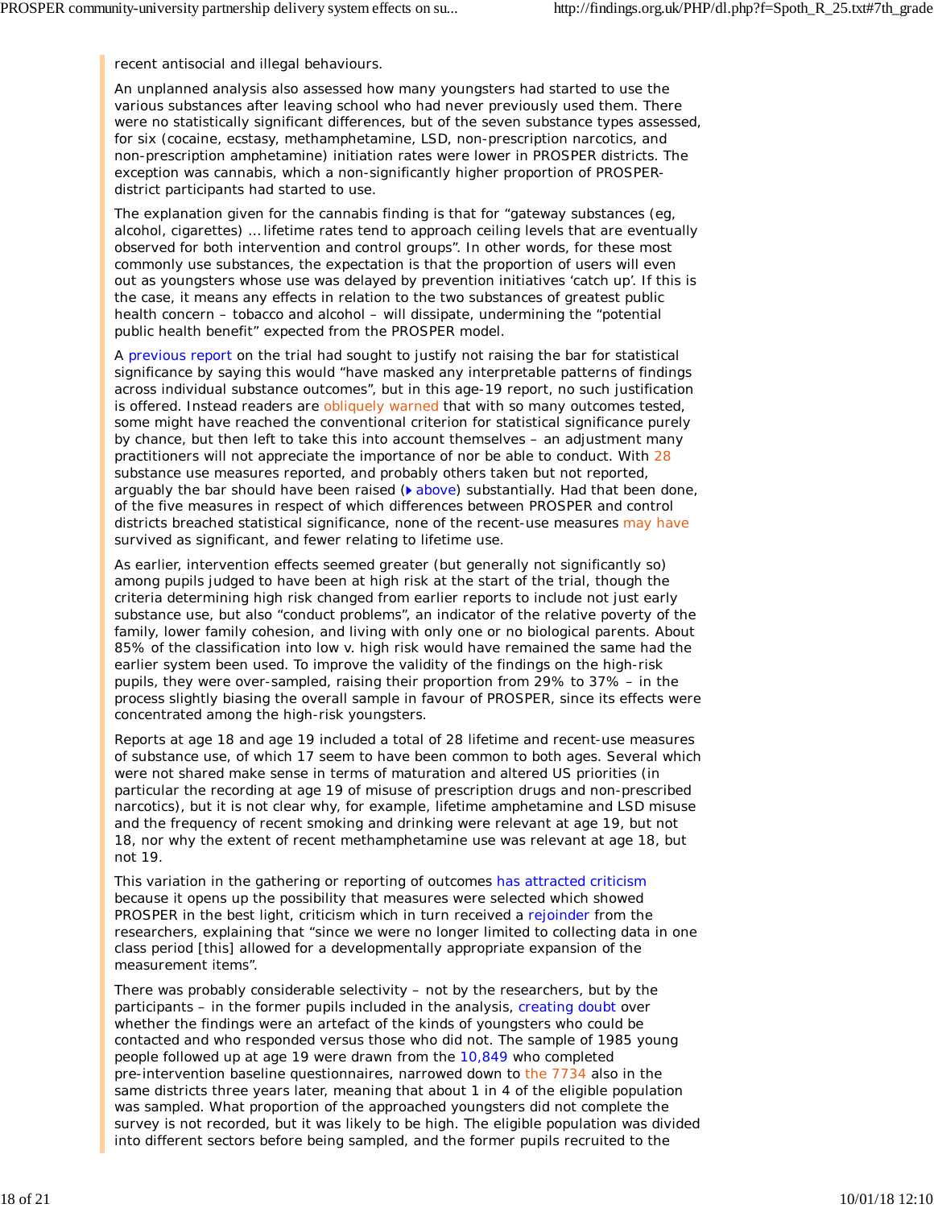recent antisocial and illegal behaviours.

An unplanned analysis also assessed how many youngsters had started to use the various substances after leaving school who had never previously used them. There were no statistically significant differences, but of the seven substance types assessed, for six (cocaine, ecstasy, methamphetamine, LSD, non-prescription narcotics, and non-prescription amphetamine) initiation rates were lower in PROSPER districts. The exception was cannabis, which a non-significantly higher proportion of PROSPER-district participants had started to use.

The explanation given for the cannabis finding is that for "gateway substances (eg, alcohol, cigarettes) … lifetime rates tend to approach ceiling levels that are eventually observed for both intervention and control groups". In other words, for these most commonly use substances, the expectation is that the proportion of users will even out as youngsters whose use was delayed by prevention initiatives 'catch up'. If this is the case, it means any effects in relation to the two substances of greatest public health concern – tobacco and alcohol – will dissipate, undermining the "potential public health benefit" expected from the PROSPER model.

A previous report on the trial had sought to justify not raising the bar for statistical significance by saying this would "have masked any interpretable patterns of findings across individual substance outcomes", but in this age-19 report, no such justification is offered. Instead readers are obliquely warned that with so many outcomes tested, some might have reached the conventional criterion for statistical significance purely by chance, but then left to take this into account themselves – an adjustment many practitioners will not appreciate the importance of nor be able to conduct. With 28 substance use measures reported, and probably others taken but not reported, arguably the bar should have been raised (▸ above) substantially. Had that been done, of the five measures in respect of which differences between PROSPER and control districts breached statistical significance, none of the recent-use measures may have survived as significant, and fewer relating to lifetime use.

As earlier, intervention effects seemed greater (but generally not significantly so) among pupils judged to have been at high risk at the start of the trial, though the criteria determining high risk changed from earlier reports to include not just early substance use, but also "conduct problems", an indicator of the relative poverty of the family, lower family cohesion, and living with only one or no biological parents. About 85% of the classification into low v. high risk would have remained the same had the earlier system been used. To improve the validity of the findings on the high-risk pupils, they were over-sampled, raising their proportion from 29% to 37% – in the process slightly biasing the overall sample in favour of PROSPER, since its effects were concentrated among the high-risk youngsters.

Reports at age 18 and age 19 included a total of 28 lifetime and recent-use measures of substance use, of which 17 seem to have been common to both ages. Several which were not shared make sense in terms of maturation and altered US priorities (in particular the recording at age 19 of misuse of prescription drugs and non-prescribed narcotics), but it is not clear why, for example, lifetime amphetamine and LSD misuse and the frequency of recent smoking and drinking were relevant at age 19, but not 18, nor why the extent of recent methamphetamine use was relevant at age 18, but not 19.

This variation in the gathering or reporting of outcomes has attracted criticism because it opens up the possibility that measures were selected which showed PROSPER in the best light, criticism which in turn received a rejoinder from the researchers, explaining that "since we were no longer limited to collecting data in one class period [this] allowed for a developmentally appropriate expansion of the measurement items".

There was probably considerable selectivity – not by the researchers, but by the participants – in the former pupils included in the analysis, creating doubt over whether the findings were an artefact of the kinds of youngsters who could be contacted and who responded versus those who did not. The sample of 1985 young people followed up at age 19 were drawn from the 10,849 who completed pre-intervention baseline questionnaires, narrowed down to the 7734 also in the same districts three years later, meaning that about 1 in 4 of the eligible population was sampled. What proportion of the approached youngsters did not complete the survey is not recorded, but it was likely to be high. The eligible population was divided into different sectors before being sampled, and the former pupils recruited to the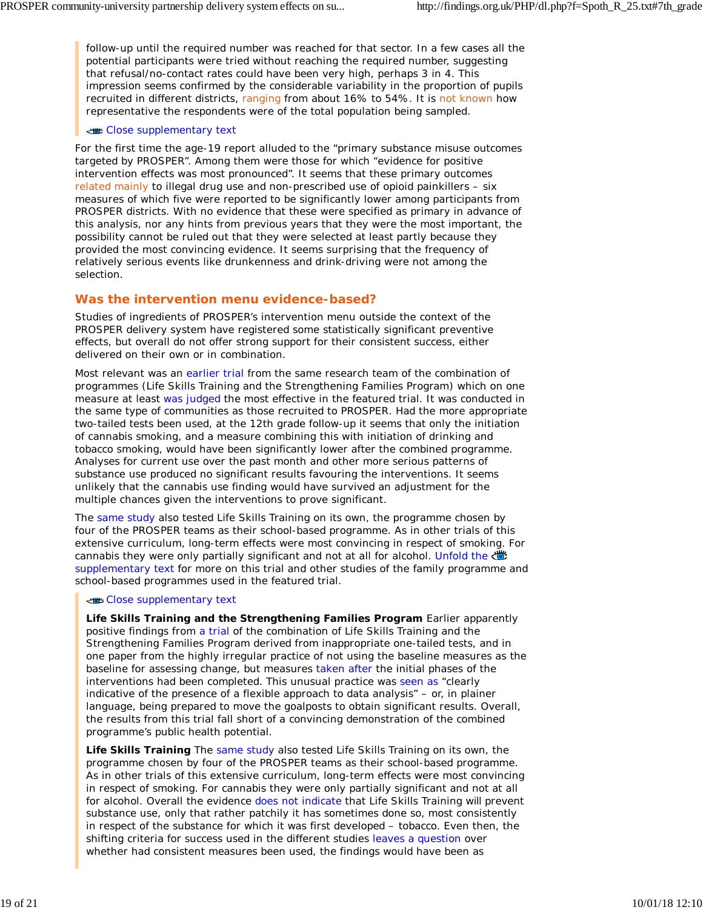follow-up until the required number was reached for that sector. In a few cases all the potential participants were tried without reaching the required number, suggesting that refusal/no-contact rates could have been very high, perhaps 3 in 4. This impression seems confirmed by the considerable variability in the proportion of pupils recruited in different districts, ranging from about 16% to 54%. It is not known how representative the respondents were of the total population being sampled.

Close supplementary text

For the first time the age-19 report alluded to the “primary substance misuse outcomes targeted by PROSPER”. Among them were those for which “evidence for positive intervention effects was most pronounced”. It seems that these primary outcomes related mainly to illegal drug use and non-prescribed use of opioid painkillers – six measures of which five were reported to be significantly lower among participants from PROSPER districts. With no evidence that these were specified as primary in advance of this analysis, nor any hints from previous years that they were the most important, the possibility cannot be ruled out that they were selected at least partly because they provided the most convincing evidence. It seems surprising that the frequency of relatively serious events like drunkenness and drink-driving were not among the selection.

## Was the intervention menu evidence-based?

Studies of ingredients of PROSPER’s intervention menu outside the context of the PROSPER delivery system have registered some statistically significant preventive effects, but overall do not offer strong support for their consistent success, either delivered on their own or in combination.

Most relevant was an earlier trial from the same research team of the combination of programmes (Life Skills Training and the Strengthening Families Program) which on one measure at least was judged the most effective in the featured trial. It was conducted in the same type of communities as those recruited to PROSPER. Had the more appropriate two-tailed tests been used, at the 12th grade follow-up it seems that only the initiation of cannabis smoking, and a measure combining this with initiation of drinking and tobacco smoking, would have been significantly lower after the combined programme. Analyses for current use over the past month and other more serious patterns of substance use produced no significant results favouring the interventions. It seems unlikely that the cannabis use finding would have survived an adjustment for the multiple chances given the interventions to prove significant.

The same study also tested Life Skills Training on its own, the programme chosen by four of the PROSPER teams as their school-based programme. As in other trials of this extensive curriculum, long-term effects were most convincing in respect of smoking. For cannabis they were only partially significant and not at all for alcohol. Unfold the supplementary text for more on this trial and other studies of the family programme and school-based programmes used in the featured trial.

Close supplementary text

**Life Skills Training and the Strengthening Families Program** Earlier apparently positive findings from a trial of the combination of Life Skills Training and the Strengthening Families Program derived from inappropriate one-tailed tests, and in one paper from the highly irregular practice of not using the baseline measures as the baseline for assessing change, but measures taken after the initial phases of the interventions had been completed. This unusual practice was seen as “clearly indicative of the presence of a flexible approach to data analysis” – or, in plainer language, being prepared to move the goalposts to obtain significant results. Overall, the results from this trial fall short of a convincing demonstration of the combined programme’s public health potential.

**Life Skills Training** The same study also tested Life Skills Training on its own, the programme chosen by four of the PROSPER teams as their school-based programme. As in other trials of this extensive curriculum, long-term effects were most convincing in respect of smoking. For cannabis they were only partially significant and not at all for alcohol. Overall the evidence does not indicate that Life Skills Training will prevent substance use, only that rather patchily it has sometimes done so, most consistently in respect of the substance for which it was first developed – tobacco. Even then, the shifting criteria for success used in the different studies leaves a question over whether had consistent measures been used, the findings would have been as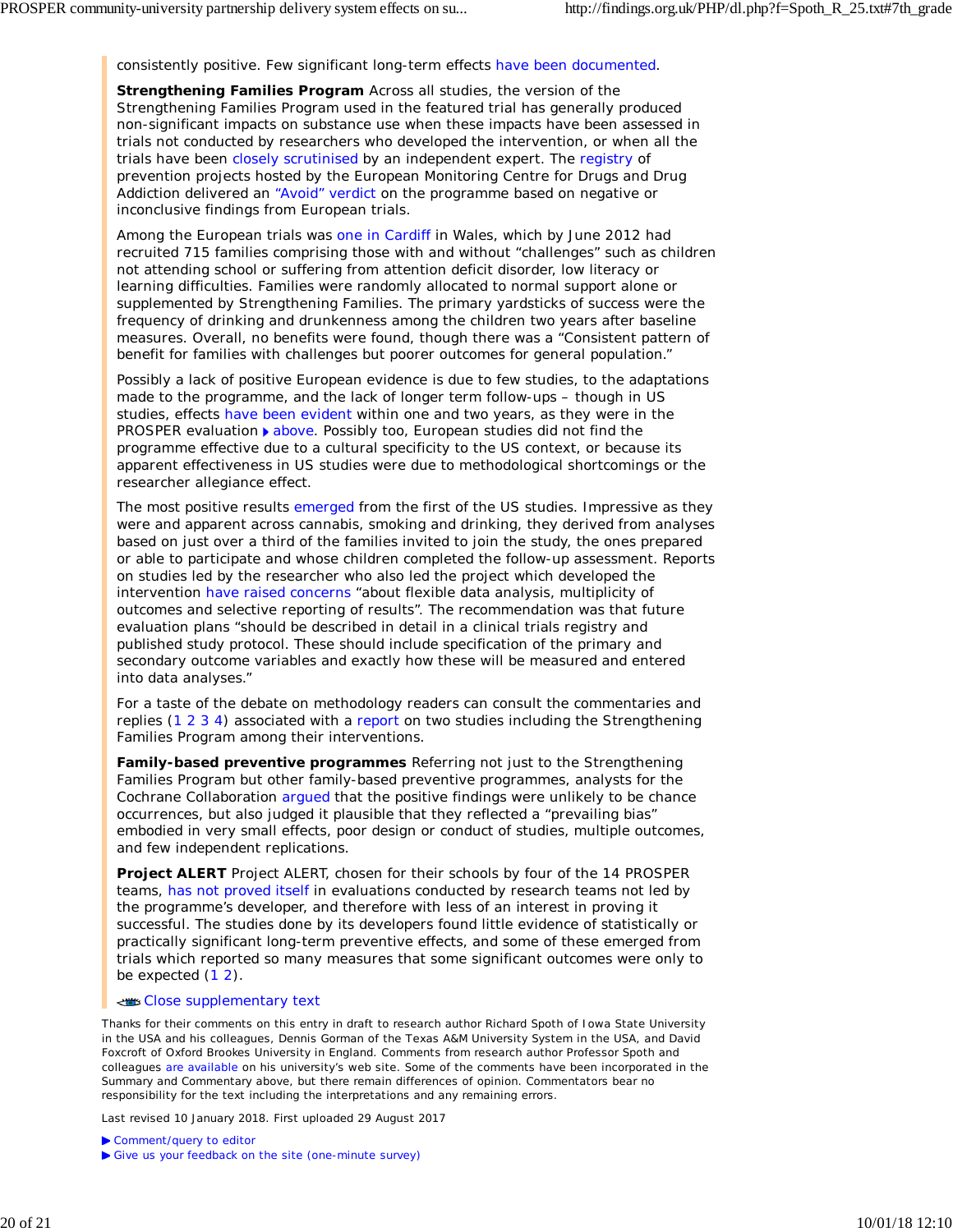consistently positive. Few significant long-term effects have been documented.

**Strengthening Families Program** Across all studies, the version of the Strengthening Families Program used in the featured trial has generally produced non-significant impacts on substance use when these impacts have been assessed in trials not conducted by researchers who developed the intervention, or when all the trials have been closely scrutinised by an independent expert. The registry of prevention projects hosted by the European Monitoring Centre for Drugs and Drug Addiction delivered an "Avoid" verdict on the programme based on negative or inconclusive findings from European trials.

Among the European trials was one in Cardiff in Wales, which by June 2012 had recruited 715 families comprising those with and without "challenges" such as children not attending school or suffering from attention deficit disorder, low literacy or learning difficulties. Families were randomly allocated to normal support alone or supplemented by Strengthening Families. The primary yardsticks of success were the frequency of drinking and drunkenness among the children two years after baseline measures. Overall, no benefits were found, though there was a "Consistent pattern of benefit for families with challenges but poorer outcomes for general population."

Possibly a lack of positive European evidence is due to few studies, to the adaptations made to the programme, and the lack of longer term follow-ups – though in US studies, effects have been evident within one and two years, as they were in the PROSPER evaluation ▸ above. Possibly too, European studies did not find the programme effective due to a cultural specificity to the US context, or because its apparent effectiveness in US studies were due to methodological shortcomings or the researcher allegiance effect.

The most positive results emerged from the first of the US studies. Impressive as they were and apparent across cannabis, smoking and drinking, they derived from analyses based on just over a third of the families invited to join the study, the ones prepared or able to participate and whose children completed the follow-up assessment. Reports on studies led by the researcher who also led the project which developed the intervention have raised concerns "about flexible data analysis, multiplicity of outcomes and selective reporting of results". The recommendation was that future evaluation plans "should be described in detail in a clinical trials registry and published study protocol. These should include specification of the primary and secondary outcome variables and exactly how these will be measured and entered into data analyses."

For a taste of the debate on methodology readers can consult the commentaries and replies (1 2 3 4) associated with a report on two studies including the Strengthening Families Program among their interventions.

**Family-based preventive programmes** Referring not just to the Strengthening Families Program but other family-based preventive programmes, analysts for the Cochrane Collaboration argued that the positive findings were unlikely to be chance occurrences, but also judged it plausible that they reflected a "prevailing bias" embodied in very small effects, poor design or conduct of studies, multiple outcomes, and few independent replications.

**Project ALERT** Project ALERT, chosen for their schools by four of the 14 PROSPER teams, has not proved itself in evaluations conducted by research teams not led by the programme's developer, and therefore with less of an interest in proving it successful. The studies done by its developers found little evidence of statistically or practically significant long-term preventive effects, and some of these emerged from trials which reported so many measures that some significant outcomes were only to be expected (1 2).

Close supplementary text

Thanks for their comments on this entry in draft to research author Richard Spoth of Iowa State University in the USA and his colleagues, Dennis Gorman of the Texas A&M University System in the USA, and David Foxcroft of Oxford Brookes University in England. Comments from research author Professor Spoth and colleagues are available on his university's web site. Some of the comments have been incorporated in the Summary and Commentary above, but there remain differences of opinion. Commentators bear no responsibility for the text including the interpretations and any remaining errors.

Last revised 10 January 2018. First uploaded 29 August 2017

▶ Comment/query to editor
▶ Give us your feedback on the site (one-minute survey)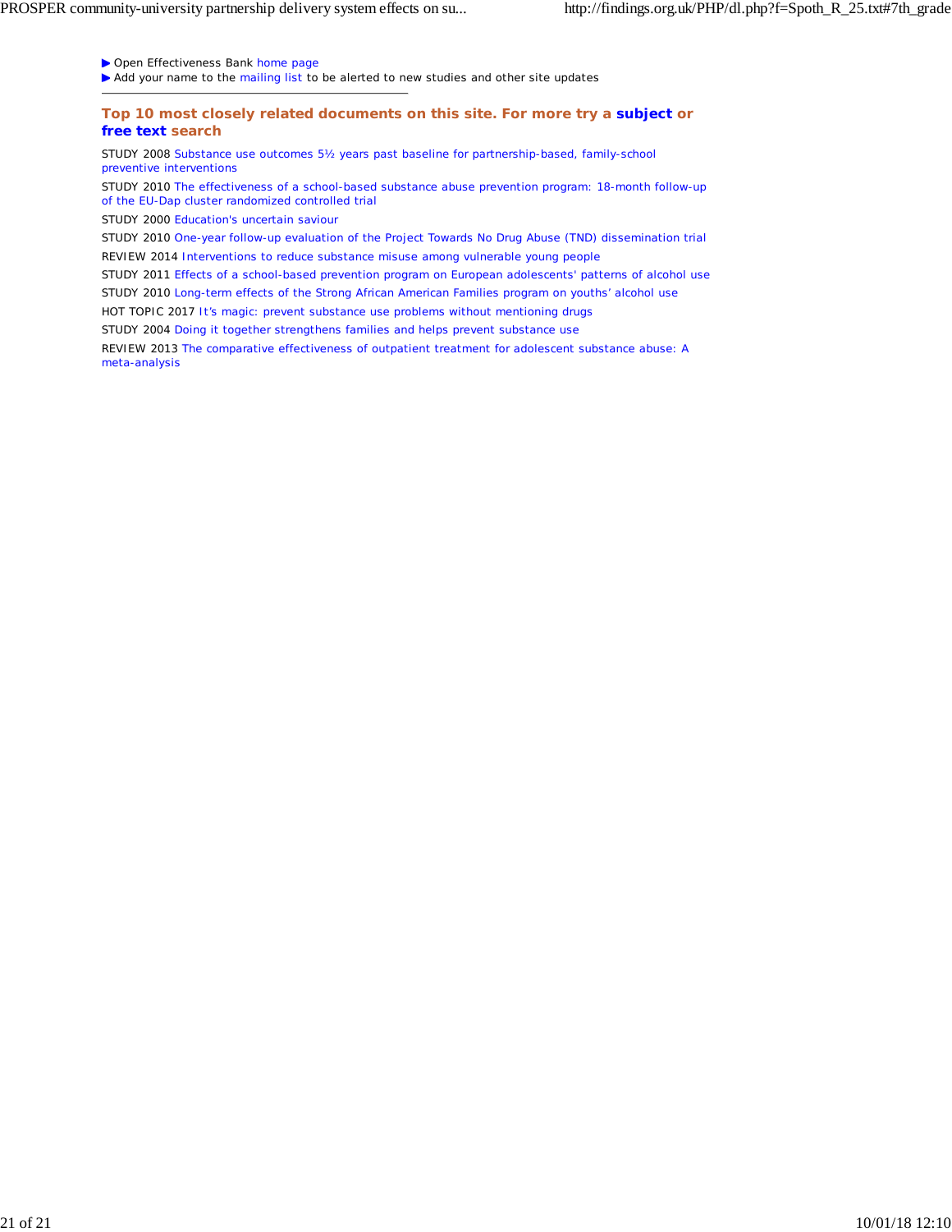▶ Open Effectiveness Bank home page
▶ Add your name to the mailing list to be alerted to new studies and other site updates

---

### Top 10 most closely related documents on this site. For more try a subject or free text search

STUDY 2008 Substance use outcomes 5½ years past baseline for partnership-based, family-school preventive interventions

STUDY 2010 The effectiveness of a school-based substance abuse prevention program: 18-month follow-up of the EU-Dap cluster randomized controlled trial

STUDY 2000 Education's uncertain saviour

STUDY 2010 One-year follow-up evaluation of the Project Towards No Drug Abuse (TND) dissemination trial

REVIEW 2014 Interventions to reduce substance misuse among vulnerable young people

STUDY 2011 Effects of a school-based prevention program on European adolescents' patterns of alcohol use

STUDY 2010 Long-term effects of the Strong African American Families program on youths' alcohol use

HOT TOPIC 2017 It's magic: prevent substance use problems without mentioning drugs

STUDY 2004 Doing it together strengthens families and helps prevent substance use

REVIEW 2013 The comparative effectiveness of outpatient treatment for adolescent substance abuse: A meta-analysis